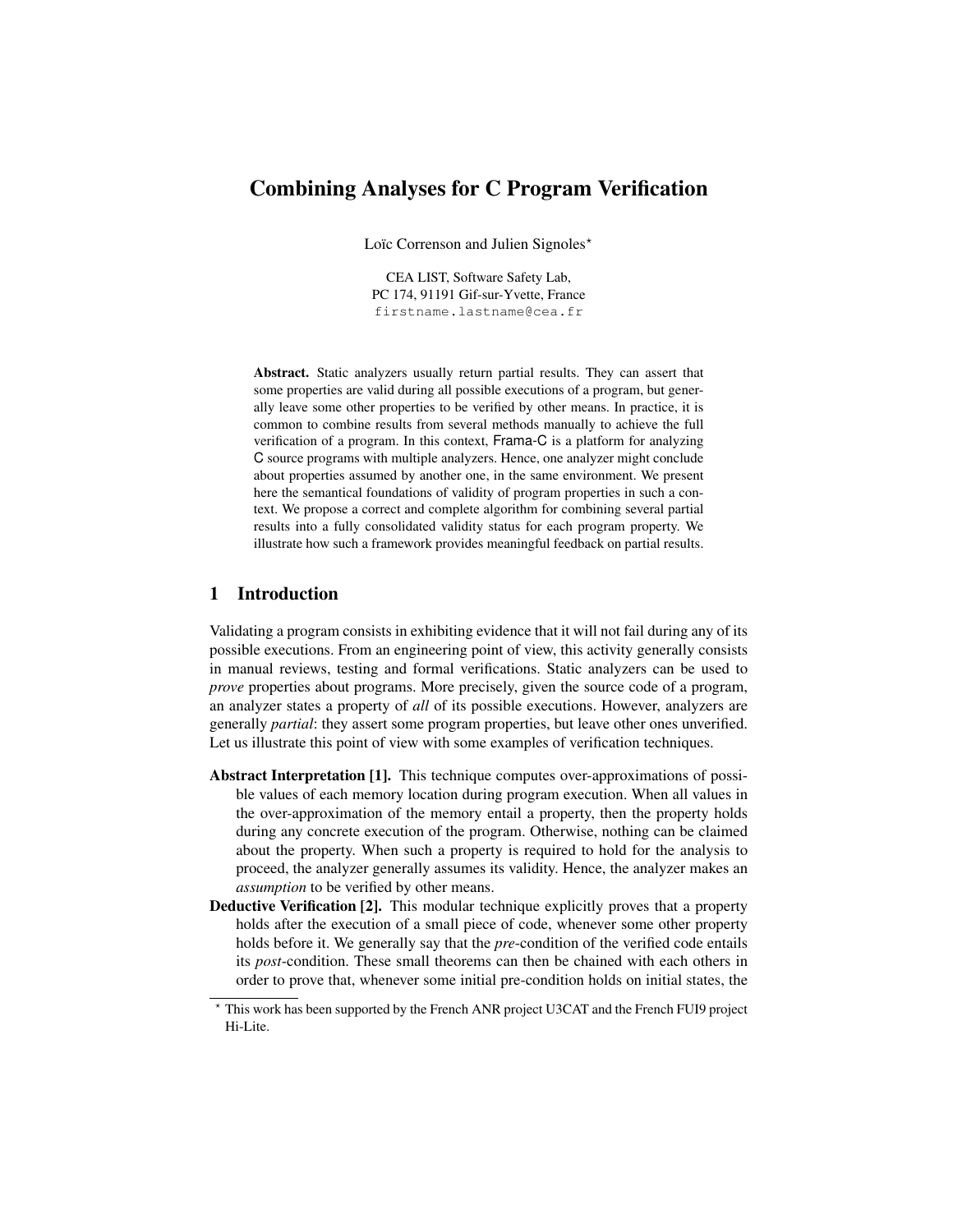# Combining Analyses for C Program Verification

Loïc Correnson and Julien Signoles*

CEA LIST, Software Safety Lab,
PC 174, 91191 Gif-sur-Yvette, France
firstname.lastname@cea.fr

**Abstract.** Static analyzers usually return partial results. They can assert that some properties are valid during all possible executions of a program, but generally leave some other properties to be verified by other means. In practice, it is common to combine results from several methods manually to achieve the full verification of a program. In this context, Frama-C is a platform for analyzing C source programs with multiple analyzers. Hence, one analyzer might conclude about properties assumed by another one, in the same environment. We present here the semantical foundations of validity of program properties in such a context. We propose a correct and complete algorithm for combining several partial results into a fully consolidated validity status for each program property. We illustrate how such a framework provides meaningful feedback on partial results.

## 1 Introduction

Validating a program consists in exhibiting evidence that it will not fail during any of its possible executions. From an engineering point of view, this activity generally consists in manual reviews, testing and formal verifications. Static analyzers can be used to *prove* properties about programs. More precisely, given the source code of a program, an analyzer states a property of *all* of its possible executions. However, analyzers are generally *partial*: they assert some program properties, but leave other ones unverified. Let us illustrate this point of view with some examples of verification techniques.

**Abstract Interpretation [1].** This technique computes over-approximations of possible values of each memory location during program execution. When all values in the over-approximation of the memory entail a property, then the property holds during any concrete execution of the program. Otherwise, nothing can be claimed about the property. When such a property is required to hold for the analysis to proceed, the analyzer generally assumes its validity. Hence, the analyzer makes an *assumption* to be verified by other means.

**Deductive Verification [2].** This modular technique explicitly proves that a property holds after the execution of a small piece of code, whenever some other property holds before it. We generally say that the *pre*-condition of the verified code entails its *post*-condition. These small theorems can then be chained with each others in order to prove that, whenever some initial pre-condition holds on initial states, the

---

* This work has been supported by the French ANR project U3CAT and the French FUI9 project Hi-Lite.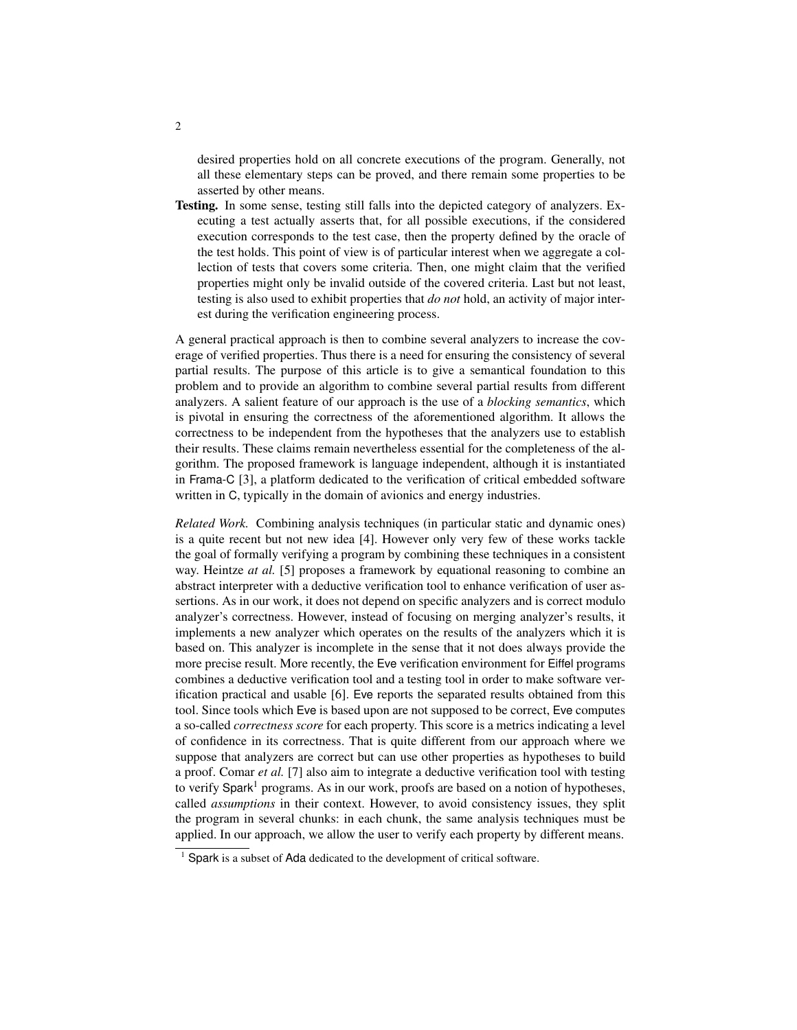desired properties hold on all concrete executions of the program. Generally, not all these elementary steps can be proved, and there remain some properties to be asserted by other means.

**Testing.** In some sense, testing still falls into the depicted category of analyzers. Executing a test actually asserts that, for all possible executions, if the considered execution corresponds to the test case, then the property defined by the oracle of the test holds. This point of view is of particular interest when we aggregate a collection of tests that covers some criteria. Then, one might claim that the verified properties might only be invalid outside of the covered criteria. Last but not least, testing is also used to exhibit properties that *do not* hold, an activity of major interest during the verification engineering process.

A general practical approach is then to combine several analyzers to increase the coverage of verified properties. Thus there is a need for ensuring the consistency of several partial results. The purpose of this article is to give a semantical foundation to this problem and to provide an algorithm to combine several partial results from different analyzers. A salient feature of our approach is the use of a *blocking semantics*, which is pivotal in ensuring the correctness of the aforementioned algorithm. It allows the correctness to be independent from the hypotheses that the analyzers use to establish their results. These claims remain nevertheless essential for the completeness of the algorithm. The proposed framework is language independent, although it is instantiated in Frama-C [3], a platform dedicated to the verification of critical embedded software written in C, typically in the domain of avionics and energy industries.

*Related Work.* Combining analysis techniques (in particular static and dynamic ones) is a quite recent but not new idea [4]. However only very few of these works tackle the goal of formally verifying a program by combining these techniques in a consistent way. Heintze *at al.* [5] proposes a framework by equational reasoning to combine an abstract interpreter with a deductive verification tool to enhance verification of user assertions. As in our work, it does not depend on specific analyzers and is correct modulo analyzer's correctness. However, instead of focusing on merging analyzer's results, it implements a new analyzer which operates on the results of the analyzers which it is based on. This analyzer is incomplete in the sense that it not does always provide the more precise result. More recently, the Eve verification environment for Eiffel programs combines a deductive verification tool and a testing tool in order to make software verification practical and usable [6]. Eve reports the separated results obtained from this tool. Since tools which Eve is based upon are not supposed to be correct, Eve computes a so-called *correctness score* for each property. This score is a metrics indicating a level of confidence in its correctness. That is quite different from our approach where we suppose that analyzers are correct but can use other properties as hypotheses to build a proof. Comar *et al.* [7] also aim to integrate a deductive verification tool with testing to verify Spark[1] programs. As in our work, proofs are based on a notion of hypotheses, called *assumptions* in their context. However, to avoid consistency issues, they split the program in several chunks: in each chunk, the same analysis techniques must be applied. In our approach, we allow the user to verify each property by different means.

[1] Spark is a subset of Ada dedicated to the development of critical software.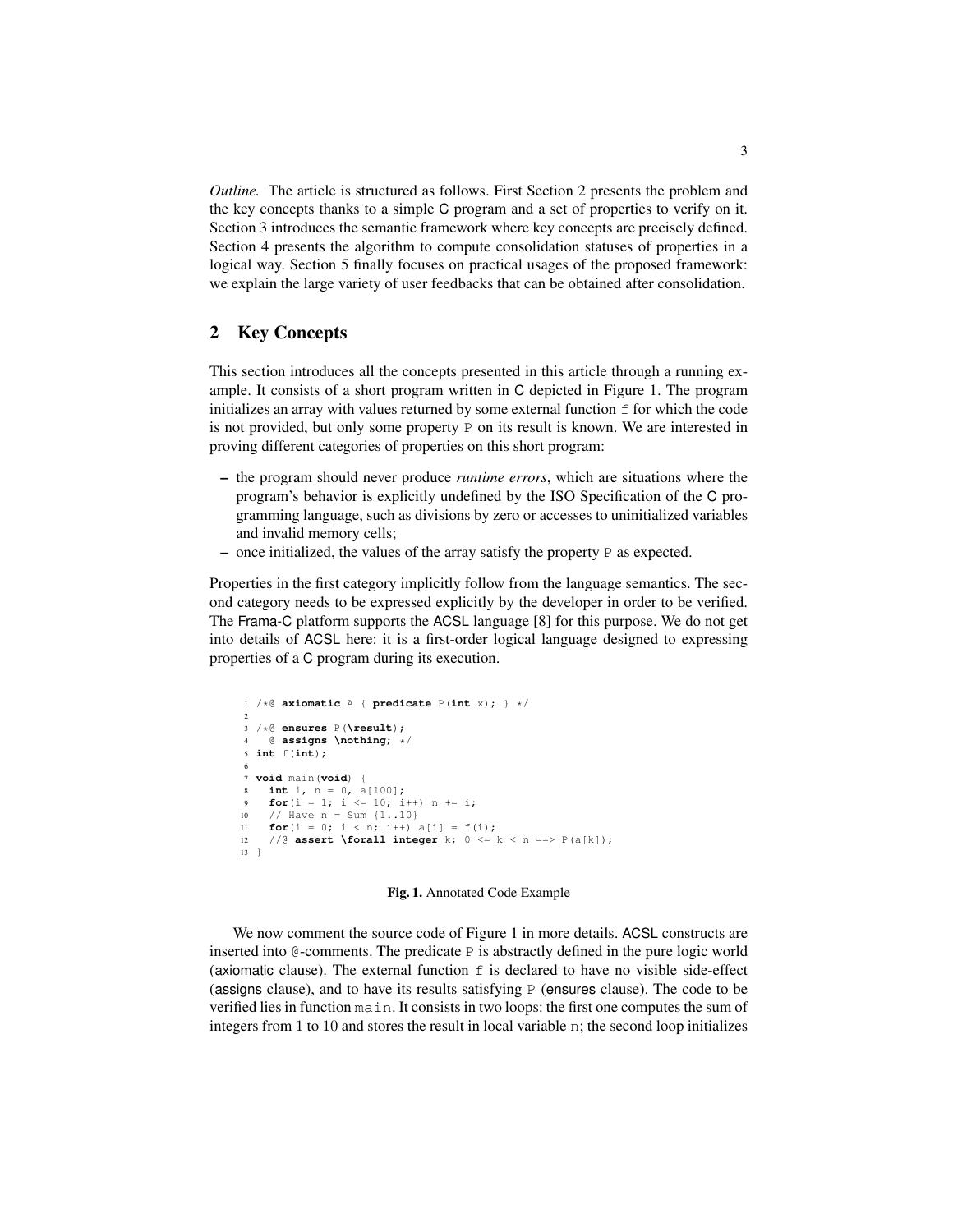*Outline.* The article is structured as follows. First Section 2 presents the problem and the key concepts thanks to a simple C program and a set of properties to verify on it. Section 3 introduces the semantic framework where key concepts are precisely defined. Section 4 presents the algorithm to compute consolidation statuses of properties in a logical way. Section 5 finally focuses on practical usages of the proposed framework: we explain the large variety of user feedbacks that can be obtained after consolidation.

## 2 Key Concepts

This section introduces all the concepts presented in this article through a running example. It consists of a short program written in C depicted in Figure 1. The program initializes an array with values returned by some external function `f` for which the code is not provided, but only some property `P` on its result is known. We are interested in proving different categories of properties on this short program:

- the program should never produce *runtime errors*, which are situations where the program's behavior is explicitly undefined by the ISO Specification of the C programming language, such as divisions by zero or accesses to uninitialized variables and invalid memory cells;
- once initialized, the values of the array satisfy the property `P` as expected.

Properties in the first category implicitly follow from the language semantics. The second category needs to be expressed explicitly by the developer in order to be verified. The Frama-C platform supports the ACSL language [8] for this purpose. We do not get into details of ACSL here: it is a first-order logical language designed to expressing properties of a C program during its execution.

```
1  /*@ axiomatic A { predicate P(int x); } */
2
3  /*@ ensures P(\result);
4    @ assigns \nothing; */
5  int f(int);
6
7  void main(void) {
8    int i, n = 0, a[100];
9    for(i = 1; i <= 10; i++) n += i;
10   // Have n = Sum {1..10}
11   for(i = 0; i < n; i++) a[i] = f(i);
12   //@ assert \forall integer k; 0 <= k < n ==> P(a[k]);
13 }
```

**Fig. 1.** Annotated Code Example

We now comment the source code of Figure 1 in more details. ACSL constructs are inserted into `@`-comments. The predicate `P` is abstractly defined in the pure logic world (axiomatic clause). The external function `f` is declared to have no visible side-effect (assigns clause), and to have its results satisfying `P` (ensures clause). The code to be verified lies in function `main`. It consists in two loops: the first one computes the sum of integers from 1 to 10 and stores the result in local variable `n`; the second loop initializes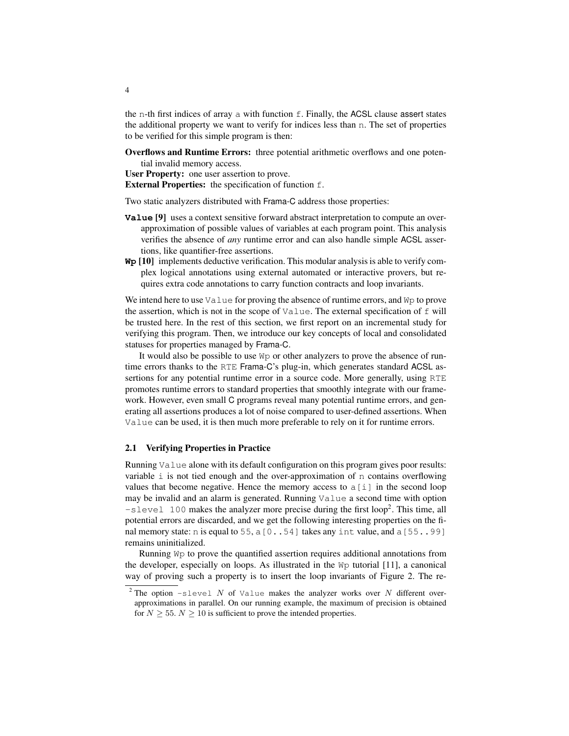the `n`-th first indices of array `a` with function `f`. Finally, the ACSL clause assert states the additional property we want to verify for indices less than `n`. The set of properties to be verified for this simple program is then:

**Overflows and Runtime Errors:** three potential arithmetic overflows and one potential invalid memory access.

**User Property:** one user assertion to prove.

**External Properties:** the specification of function `f`.

Two static analyzers distributed with Frama-C address those properties:

**`Value` [9]** uses a context sensitive forward abstract interpretation to compute an over-approximation of possible values of variables at each program point. This analysis verifies the absence of *any* runtime error and can also handle simple ACSL assertions, like quantifier-free assertions.

**`Wp` [10]** implements deductive verification. This modular analysis is able to verify complex logical annotations using external automated or interactive provers, but requires extra code annotations to carry function contracts and loop invariants.

We intend here to use `Value` for proving the absence of runtime errors, and `Wp` to prove the assertion, which is not in the scope of `Value`. The external specification of `f` will be trusted here. In the rest of this section, we first report on an incremental study for verifying this program. Then, we introduce our key concepts of local and consolidated statuses for properties managed by Frama-C.

It would also be possible to use `Wp` or other analyzers to prove the absence of runtime errors thanks to the `RTE` Frama-C's plug-in, which generates standard ACSL assertions for any potential runtime error in a source code. More generally, using `RTE` promotes runtime errors to standard properties that smoothly integrate with our framework. However, even small C programs reveal many potential runtime errors, and generating all assertions produces a lot of noise compared to user-defined assertions. When `Value` can be used, it is then much more preferable to rely on it for runtime errors.

### 2.1 Verifying Properties in Practice

Running `Value` alone with its default configuration on this program gives poor results: variable `i` is not tied enough and the over-approximation of `n` contains overflowing values that become negative. Hence the memory access to `a[i]` in the second loop may be invalid and an alarm is generated. Running `Value` a second time with option `-slevel 100` makes the analyzer more precise during the first loop[2]. This time, all potential errors are discarded, and we get the following interesting properties on the final memory state: `n` is equal to `55`, `a[0..54]` takes any `int` value, and `a[55..99]` remains uninitialized.

Running `Wp` to prove the quantified assertion requires additional annotations from the developer, especially on loops. As illustrated in the `Wp` tutorial [11], a canonical way of proving such a property is to insert the loop invariants of Figure 2. The re-

[2] The option `-slevel` $N$ of `Value` makes the analyzer works over $N$ different over-approximations in parallel. On our running example, the maximum of precision is obtained for $N \geq 55$. $N \geq 10$ is sufficient to prove the intended properties.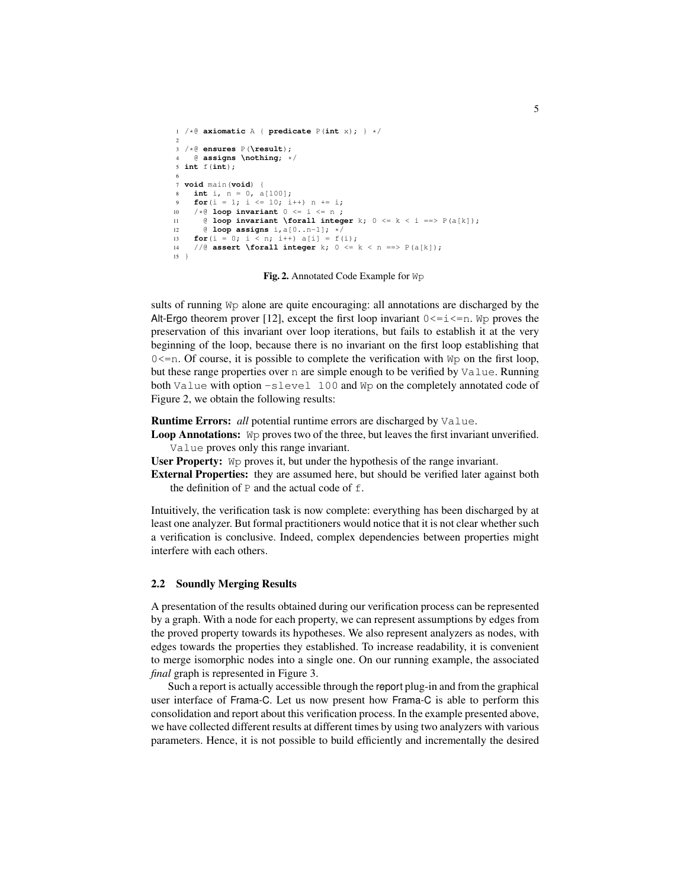```
1 /*@ axiomatic A { predicate P(int x); } */
2
3 /*@ ensures P(\result);
4   @ assigns \nothing; */
5 int f(int);
6
7 void main(void) {
8   int i, n = 0, a[100];
9   for(i = 1; i <= 10; i++) n += i;
10  /*@ loop invariant 0 <= i <= n ;
11    @ loop invariant \forall integer k; 0 <= k < i ==> P(a[k]);
12    @ loop assigns i,a[0..n-1]; */
13  for(i = 0; i < n; i++) a[i] = f(i);
14  //@ assert \forall integer k; 0 <= k < n ==> P(a[k]);
15 }
```

**Fig. 2.** Annotated Code Example for Wp

sults of running Wp alone are quite encouraging: all annotations are discharged by the Alt-Ergo theorem prover [12], except the first loop invariant `0<=i<=n`. Wp proves the preservation of this invariant over loop iterations, but fails to establish it at the very beginning of the loop, because there is no invariant on the first loop establishing that `0<=n`. Of course, it is possible to complete the verification with Wp on the first loop, but these range properties over n are simple enough to be verified by Value. Running both Value with option `-slevel 100` and Wp on the completely annotated code of Figure 2, we obtain the following results:

**Runtime Errors:** *all* potential runtime errors are discharged by Value.

**Loop Annotations:** Wp proves two of the three, but leaves the first invariant unverified. Value proves only this range invariant.

**User Property:** Wp proves it, but under the hypothesis of the range invariant.

**External Properties:** they are assumed here, but should be verified later against both the definition of P and the actual code of f.

Intuitively, the verification task is now complete: everything has been discharged by at least one analyzer. But formal practitioners would notice that it is not clear whether such a verification is conclusive. Indeed, complex dependencies between properties might interfere with each others.

### 2.2 Soundly Merging Results

A presentation of the results obtained during our verification process can be represented by a graph. With a node for each property, we can represent assumptions by edges from the proved property towards its hypotheses. We also represent analyzers as nodes, with edges towards the properties they established. To increase readability, it is convenient to merge isomorphic nodes into a single one. On our running example, the associated *final* graph is represented in Figure 3.

Such a report is actually accessible through the report plug-in and from the graphical user interface of Frama-C. Let us now present how Frama-C is able to perform this consolidation and report about this verification process. In the example presented above, we have collected different results at different times by using two analyzers with various parameters. Hence, it is not possible to build efficiently and incrementally the desired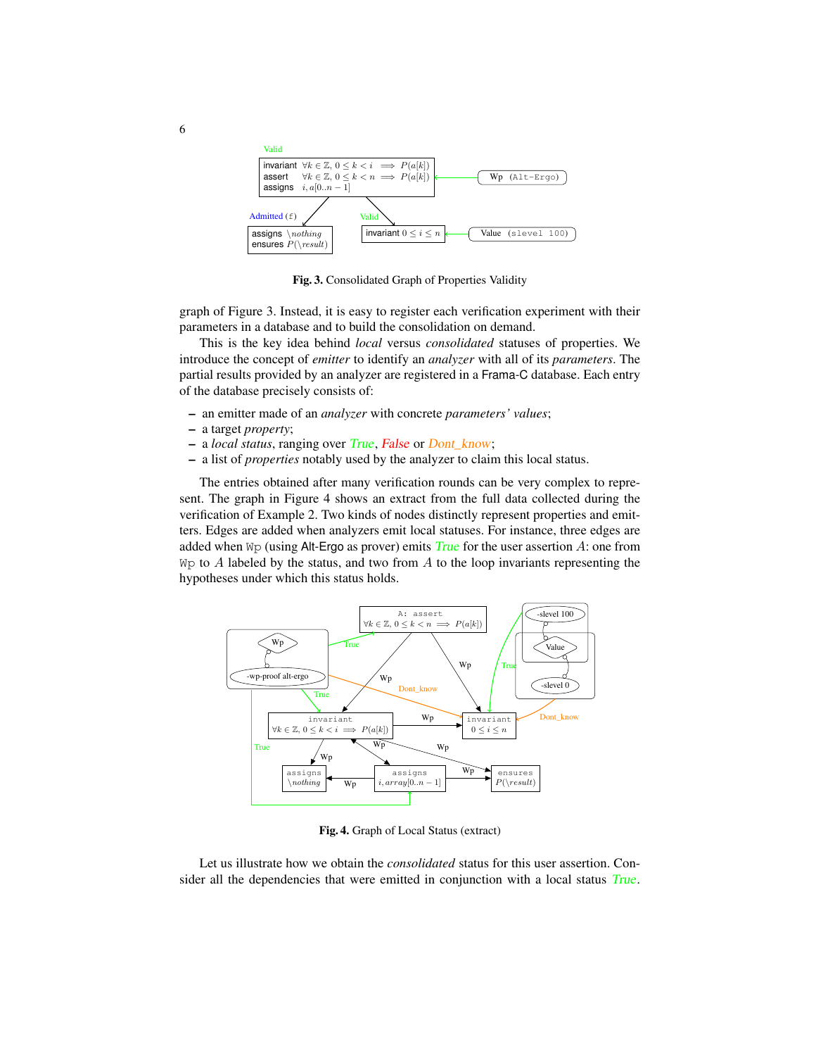Fig. 3. Consolidated Graph of Properties Validity

graph of Figure 3. Instead, it is easy to register each verification experiment with their parameters in a database and to build the consolidation on demand.

This is the key idea behind *local* versus *consolidated* statuses of properties. We introduce the concept of *emitter* to identify an *analyzer* with all of its *parameters*. The partial results provided by an analyzer are registered in a Frama-C database. Each entry of the database precisely consists of:

- an emitter made of an *analyzer* with concrete *parameters' values*;
- a target *property*;
- a *local status*, ranging over *True*, *False* or *Dont_know*;
- a list of *properties* notably used by the analyzer to claim this local status.

The entries obtained after many verification rounds can be very complex to represent. The graph in Figure 4 shows an extract from the full data collected during the verification of Example 2. Two kinds of nodes distinctly represent properties and emitters. Edges are added when analyzers emit local statuses. For instance, three edges are added when `Wp` (using Alt-Ergo as prover) emits *True* for the user assertion $A$: one from `Wp` to $A$ labeled by the status, and two from $A$ to the loop invariants representing the hypotheses under which this status holds.

Fig. 4. Graph of Local Status (extract)

Let us illustrate how we obtain the *consolidated* status for this user assertion. Consider all the dependencies that were emitted in conjunction with a local status *True*.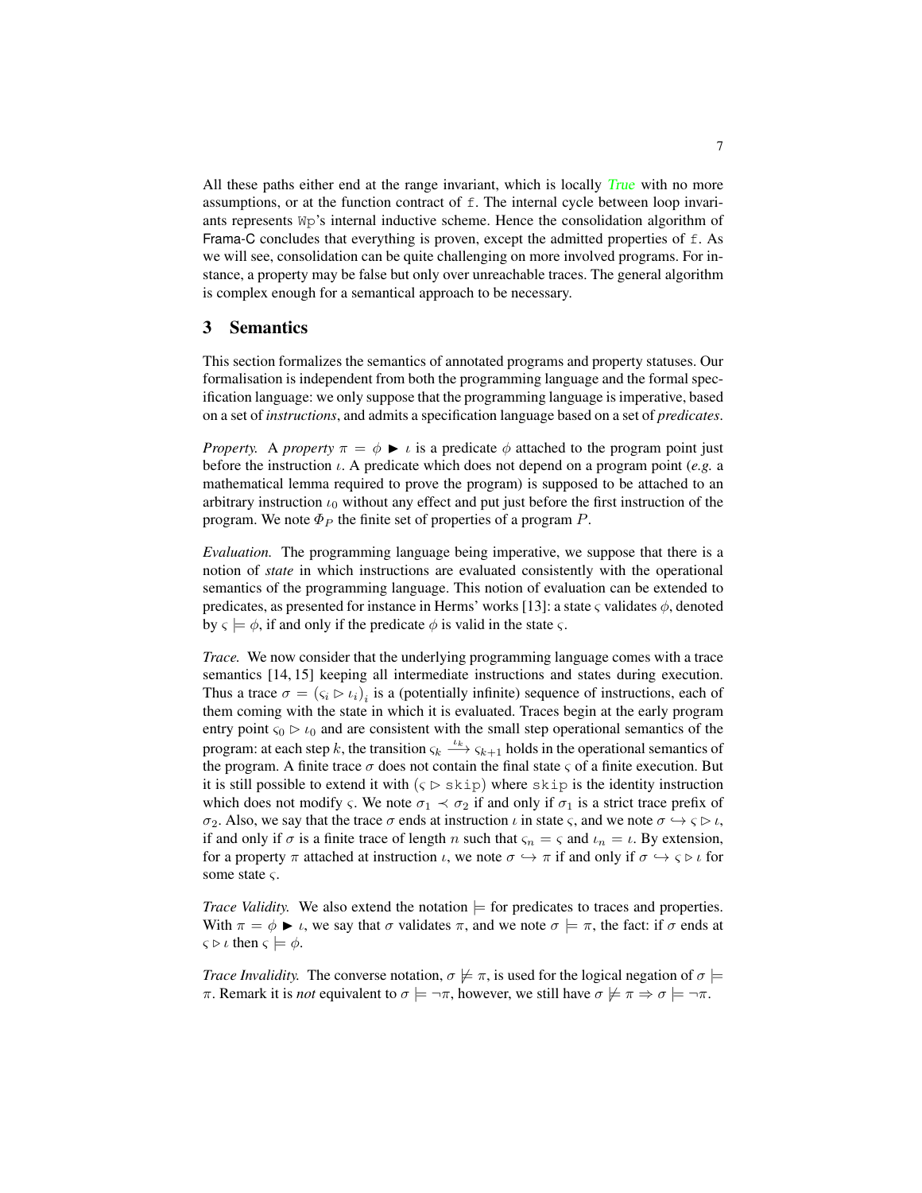All these paths either end at the range invariant, which is locally *True* with no more assumptions, or at the function contract of `f`. The internal cycle between loop invariants represents `Wp`'s internal inductive scheme. Hence the consolidation algorithm of Frama-C concludes that everything is proven, except the admitted properties of `f`. As we will see, consolidation can be quite challenging on more involved programs. For instance, a property may be false but only over unreachable traces. The general algorithm is complex enough for a semantical approach to be necessary.

## 3 Semantics

This section formalizes the semantics of annotated programs and property statuses. Our formalisation is independent from both the programming language and the formal specification language: we only suppose that the programming language is imperative, based on a set of *instructions*, and admits a specification language based on a set of *predicates*.

*Property.* A *property* $\pi = \phi \blacktriangleright \iota$ is a predicate $\phi$ attached to the program point just before the instruction $\iota$. A predicate which does not depend on a program point (*e.g.* a mathematical lemma required to prove the program) is supposed to be attached to an arbitrary instruction $\iota_0$ without any effect and put just before the first instruction of the program. We note $\Phi_P$ the finite set of properties of a program $P$.

*Evaluation.* The programming language being imperative, we suppose that there is a notion of *state* in which instructions are evaluated consistently with the operational semantics of the programming language. This notion of evaluation can be extended to predicates, as presented for instance in Herms' works [13]: a state $\varsigma$ validates $\phi$, denoted by $\varsigma \models \phi$, if and only if the predicate $\phi$ is valid in the state $\varsigma$.

*Trace.* We now consider that the underlying programming language comes with a trace semantics [14, 15] keeping all intermediate instructions and states during execution. Thus a trace $\sigma = (\varsigma_i \triangleright \iota_i)_i$ is a (potentially infinite) sequence of instructions, each of them coming with the state in which it is evaluated. Traces begin at the early program entry point $\varsigma_0 \triangleright \iota_0$ and are consistent with the small step operational semantics of the program: at each step $k$, the transition $\varsigma_k \xrightarrow{\iota_k} \varsigma_{k+1}$ holds in the operational semantics of the program. A finite trace $\sigma$ does not contain the final state $\varsigma$ of a finite execution. But it is still possible to extend it with $(\varsigma \triangleright \texttt{skip})$ where `skip` is the identity instruction which does not modify $\varsigma$. We note $\sigma_1 \prec \sigma_2$ if and only if $\sigma_1$ is a strict trace prefix of $\sigma_2$. Also, we say that the trace $\sigma$ ends at instruction $\iota$ in state $\varsigma$, and we note $\sigma \hookrightarrow \varsigma \triangleright \iota$, if and only if $\sigma$ is a finite trace of length $n$ such that $\varsigma_n = \varsigma$ and $\iota_n = \iota$. By extension, for a property $\pi$ attached at instruction $\iota$, we note $\sigma \hookrightarrow \pi$ if and only if $\sigma \hookrightarrow \varsigma \triangleright \iota$ for some state $\varsigma$.

*Trace Validity.* We also extend the notation $\models$ for predicates to traces and properties. With $\pi = \phi \blacktriangleright \iota$, we say that $\sigma$ validates $\pi$, and we note $\sigma \models \pi$, the fact: if $\sigma$ ends at $\varsigma \triangleright \iota$ then $\varsigma \models \phi$.

*Trace Invalidity.* The converse notation, $\sigma \not\models \pi$, is used for the logical negation of $\sigma \models \pi$. Remark it is *not* equivalent to $\sigma \models \neg\pi$, however, we still have $\sigma \not\models \pi \Rightarrow \sigma \models \neg\pi$.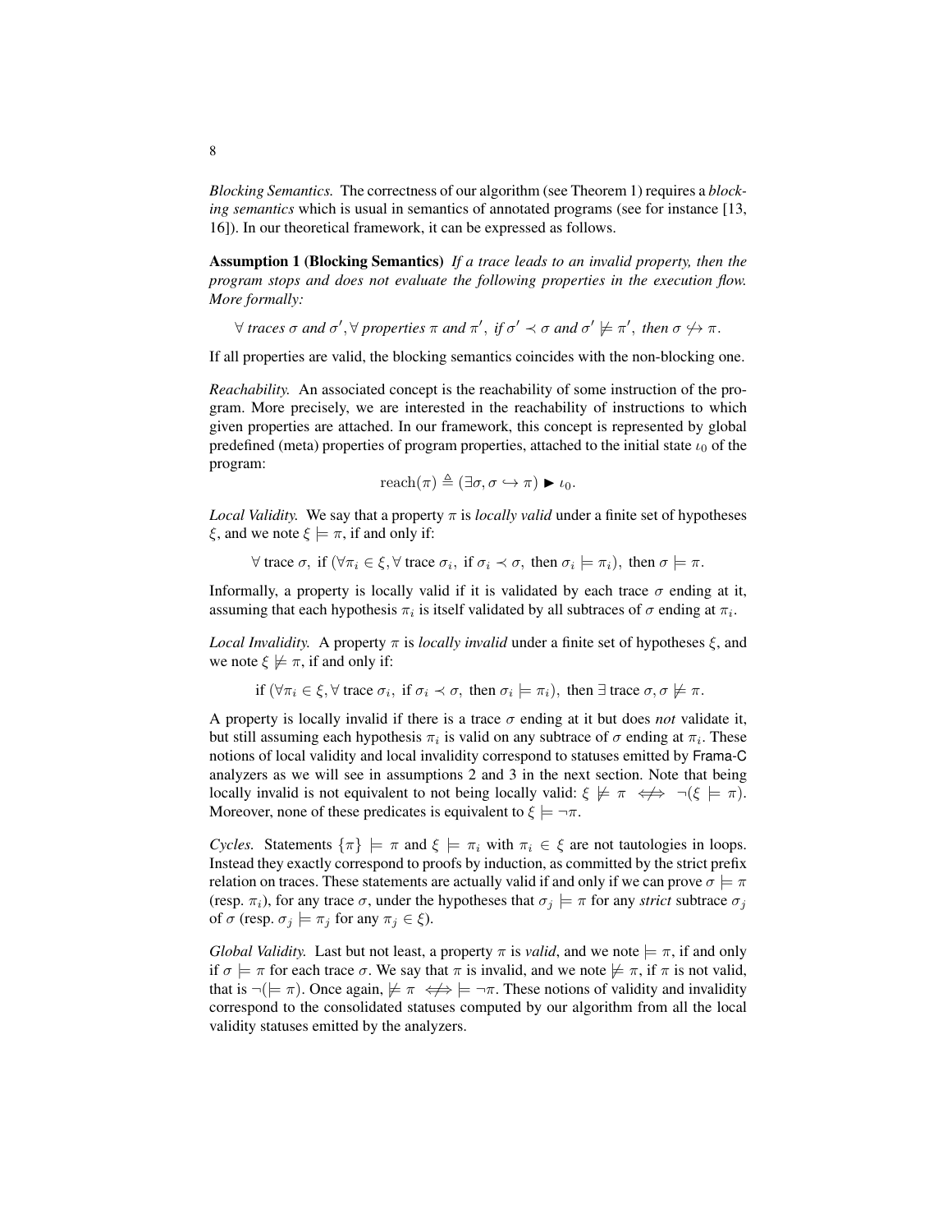*Blocking Semantics.* The correctness of our algorithm (see Theorem 1) requires a *blocking semantics* which is usual in semantics of annotated programs (see for instance [13, 16]). In our theoretical framework, it can be expressed as follows.

**Assumption 1 (Blocking Semantics)** *If a trace leads to an invalid property, then the program stops and does not evaluate the following properties in the execution flow. More formally:*

$$\forall \textit{ traces } \sigma \textit{ and } \sigma', \forall \textit{ properties } \pi \textit{ and } \pi',\ \textit{if } \sigma' \prec \sigma \textit{ and } \sigma' \not\models \pi',\ \textit{then } \sigma \not\hookrightarrow \pi.$$

If all properties are valid, the blocking semantics coincides with the non-blocking one.

*Reachability.* An associated concept is the reachability of some instruction of the program. More precisely, we are interested in the reachability of instructions to which given properties are attached. In our framework, this concept is represented by global predefined (meta) properties of program properties, attached to the initial state $\iota_0$ of the program:

$$\mathrm{reach}(\pi) \triangleq (\exists \sigma, \sigma \hookrightarrow \pi) \blacktriangleright \iota_0.$$

*Local Validity.* We say that a property $\pi$ is *locally valid* under a finite set of hypotheses $\xi$, and we note $\xi \models \pi$, if and only if:

$$\forall \text{ trace } \sigma,\ \text{if } (\forall \pi_i \in \xi, \forall \text{ trace } \sigma_i,\ \text{if } \sigma_i \prec \sigma,\ \text{then } \sigma_i \models \pi_i),\ \text{then } \sigma \models \pi.$$

Informally, a property is locally valid if it is validated by each trace $\sigma$ ending at it, assuming that each hypothesis $\pi_i$ is itself validated by all subtraces of $\sigma$ ending at $\pi_i$.

*Local Invalidity.* A property $\pi$ is *locally invalid* under a finite set of hypotheses $\xi$, and we note $\xi \not\models \pi$, if and only if:

$$\text{if } (\forall \pi_i \in \xi, \forall \text{ trace } \sigma_i,\ \text{if } \sigma_i \prec \sigma,\ \text{then } \sigma_i \models \pi_i),\ \text{then } \exists \text{ trace } \sigma, \sigma \not\models \pi.$$

A property is locally invalid if there is a trace $\sigma$ ending at it but does *not* validate it, but still assuming each hypothesis $\pi_i$ is valid on any subtrace of $\sigma$ ending at $\pi_i$. These notions of local validity and local invalidity correspond to statuses emitted by Frama-C analyzers as we will see in assumptions 2 and 3 in the next section. Note that being locally invalid is not equivalent to not being locally valid: $\xi \not\models \pi \iff\!\!\!\!\!\!/ \ \ \neg(\xi \models \pi)$. Moreover, none of these predicates is equivalent to $\xi \models \neg\pi$.

*Cycles.* Statements $\{\pi\} \models \pi$ and $\xi \models \pi_i$ with $\pi_i \in \xi$ are not tautologies in loops. Instead they exactly correspond to proofs by induction, as committed by the strict prefix relation on traces. These statements are actually valid if and only if we can prove $\sigma \models \pi$ (resp. $\pi_i$), for any trace $\sigma$, under the hypotheses that $\sigma_j \models \pi$ for any *strict* subtrace $\sigma_j$ of $\sigma$ (resp. $\sigma_j \models \pi_j$ for any $\pi_j \in \xi$).

*Global Validity.* Last but not least, a property $\pi$ is *valid*, and we note $\models \pi$, if and only if $\sigma \models \pi$ for each trace $\sigma$. We say that $\pi$ is invalid, and we note $\not\models \pi$, if $\pi$ is not valid, that is $\neg(\models \pi)$. Once again, $\not\models \pi \iff\!\!\!\!\!\!/ \ \models \neg\pi$. These notions of validity and invalidity correspond to the consolidated statuses computed by our algorithm from all the local validity statuses emitted by the analyzers.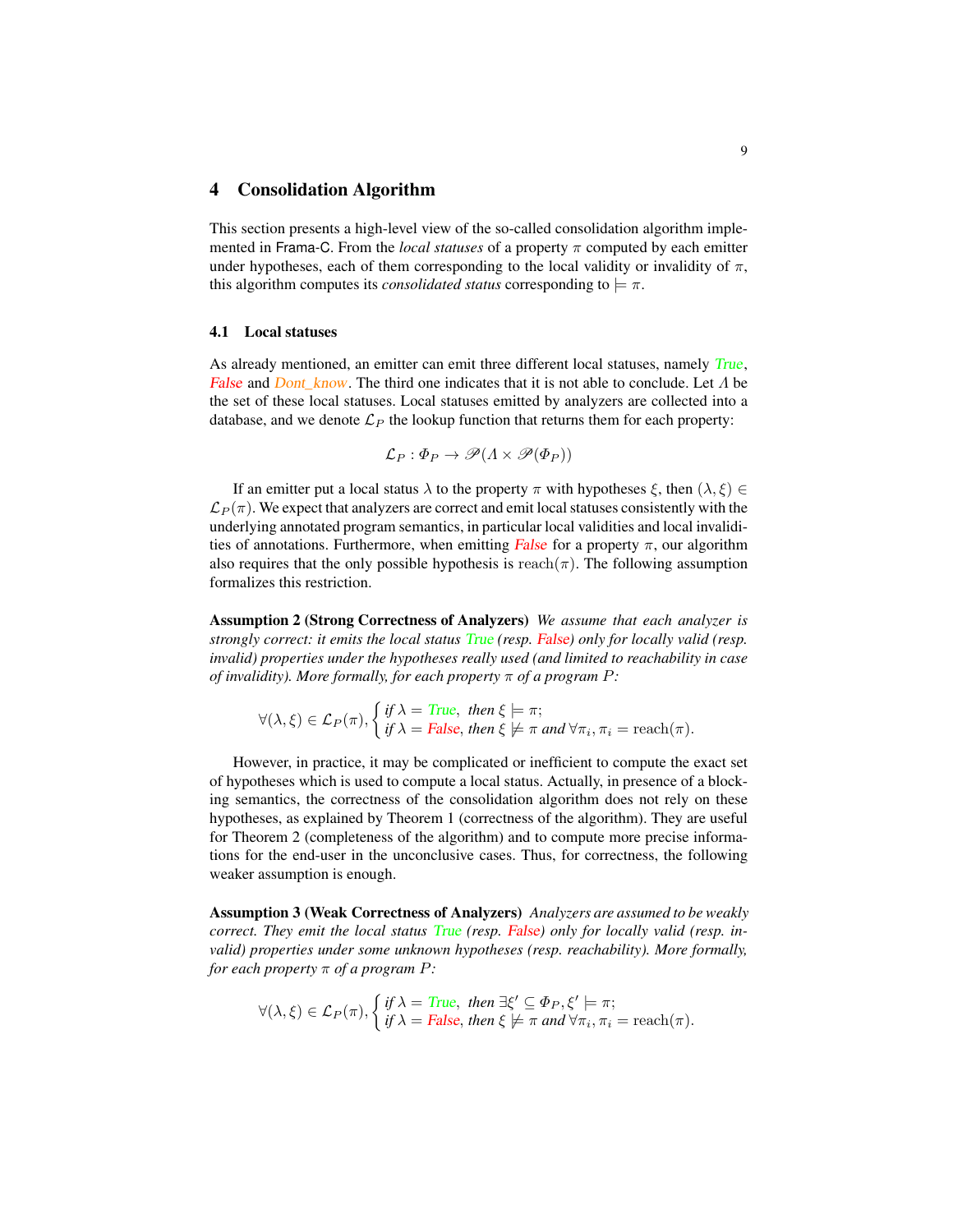## 4 Consolidation Algorithm

This section presents a high-level view of the so-called consolidation algorithm implemented in Frama-C. From the *local statuses* of a property $\pi$ computed by each emitter under hypotheses, each of them corresponding to the local validity or invalidity of $\pi$, this algorithm computes its *consolidated status* corresponding to $\models \pi$.

### 4.1 Local statuses

As already mentioned, an emitter can emit three different local statuses, namely *True*, *False* and *Dont_know*. The third one indicates that it is not able to conclude. Let $\Lambda$ be the set of these local statuses. Local statuses emitted by analyzers are collected into a database, and we denote $\mathcal{L}_P$ the lookup function that returns them for each property:

$$\mathcal{L}_P : \Phi_P \rightarrow \mathscr{P}(\Lambda \times \mathscr{P}(\Phi_P))$$

If an emitter put a local status $\lambda$ to the property $\pi$ with hypotheses $\xi$, then $(\lambda, \xi) \in \mathcal{L}_P(\pi)$. We expect that analyzers are correct and emit local statuses consistently with the underlying annotated program semantics, in particular local validities and local invalidities of annotations. Furthermore, when emitting *False* for a property $\pi$, our algorithm also requires that the only possible hypothesis is $\mathrm{reach}(\pi)$. The following assumption formalizes this restriction.

**Assumption 2 (Strong Correctness of Analyzers)** *We assume that each analyzer is strongly correct: it emits the local status True (resp. False) only for locally valid (resp. invalid) properties under the hypotheses really used (and limited to reachability in case of invalidity). More formally, for each property $\pi$ of a program $P$:*

$$\forall (\lambda, \xi) \in \mathcal{L}_P(\pi), \begin{cases} \textit{if } \lambda = \textit{True}, \ \textit{then } \xi \models \pi; \\ \textit{if } \lambda = \textit{False}, \textit{then } \xi \not\models \pi \textit{ and } \forall \pi_i, \pi_i = \mathrm{reach}(\pi). \end{cases}$$

However, in practice, it may be complicated or inefficient to compute the exact set of hypotheses which is used to compute a local status. Actually, in presence of a blocking semantics, the correctness of the consolidation algorithm does not rely on these hypotheses, as explained by Theorem 1 (correctness of the algorithm). They are useful for Theorem 2 (completeness of the algorithm) and to compute more precise informations for the end-user in the unconclusive cases. Thus, for correctness, the following weaker assumption is enough.

**Assumption 3 (Weak Correctness of Analyzers)** *Analyzers are assumed to be weakly correct. They emit the local status True (resp. False) only for locally valid (resp. invalid) properties under some unknown hypotheses (resp. reachability). More formally, for each property $\pi$ of a program $P$:*

$$\forall (\lambda, \xi) \in \mathcal{L}_P(\pi), \begin{cases} \textit{if } \lambda = \textit{True}, \ \textit{then } \exists \xi' \subseteq \Phi_P, \xi' \models \pi; \\ \textit{if } \lambda = \textit{False}, \textit{then } \xi \not\models \pi \textit{ and } \forall \pi_i, \pi_i = \mathrm{reach}(\pi). \end{cases}$$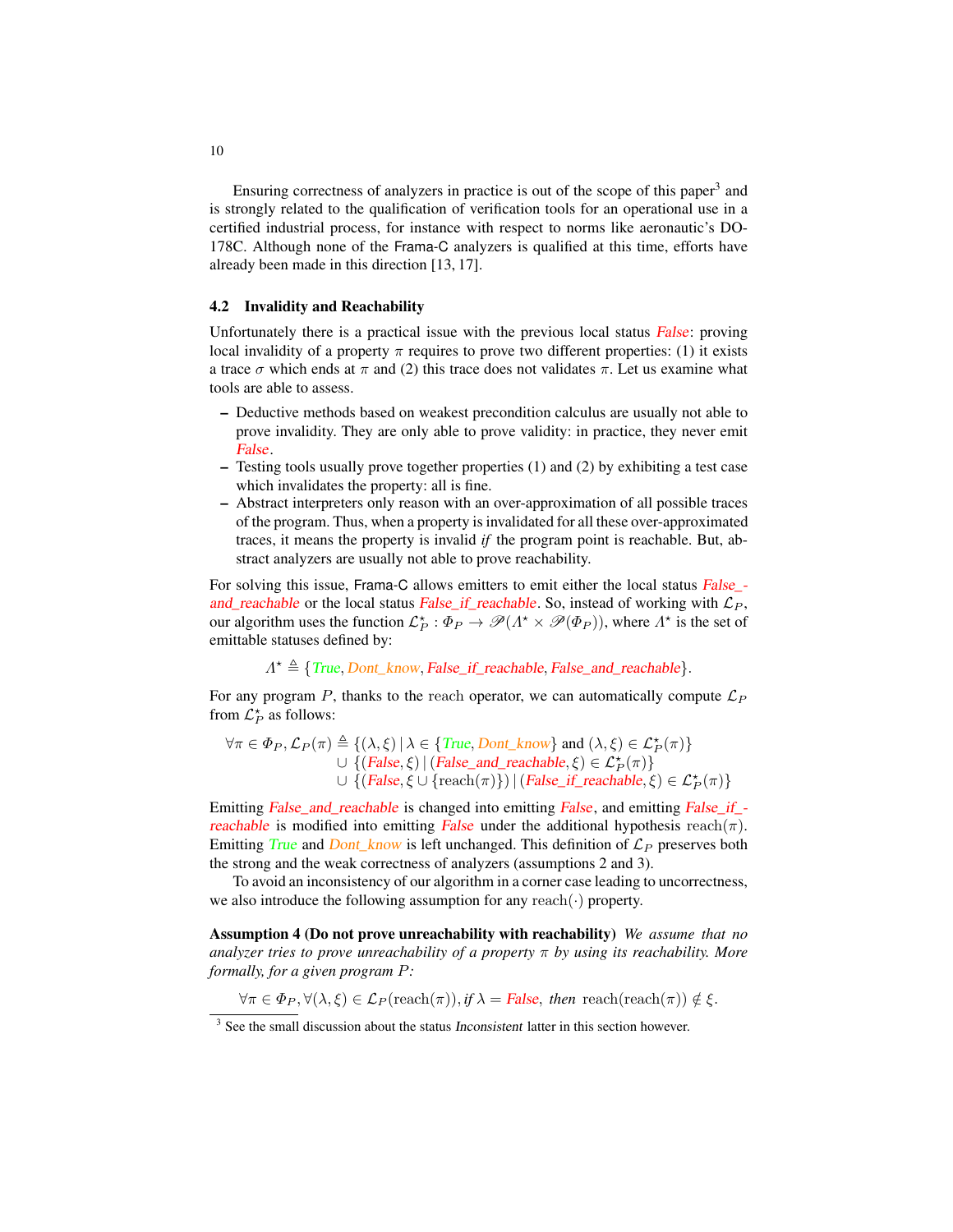Ensuring correctness of analyzers in practice is out of the scope of this paper[3] and is strongly related to the qualification of verification tools for an operational use in a certified industrial process, for instance with respect to norms like aeronautic's DO-178C. Although none of the Frama-C analyzers is qualified at this time, efforts have already been made in this direction [13, 17].

### 4.2 Invalidity and Reachability

Unfortunately there is a practical issue with the previous local status *False*: proving local invalidity of a property $\pi$ requires to prove two different properties: (1) it exists a trace $\sigma$ which ends at $\pi$ and (2) this trace does not validates $\pi$. Let us examine what tools are able to assess.

- Deductive methods based on weakest precondition calculus are usually not able to prove invalidity. They are only able to prove validity: in practice, they never emit *False*.
- Testing tools usually prove together properties (1) and (2) by exhibiting a test case which invalidates the property: all is fine.
- Abstract interpreters only reason with an over-approximation of all possible traces of the program. Thus, when a property is invalidated for all these over-approximated traces, it means the property is invalid *if* the program point is reachable. But, abstract analyzers are usually not able to prove reachability.

For solving this issue, Frama-C allows emitters to emit either the local status *False_and_reachable* or the local status *False_if_reachable*. So, instead of working with $\mathcal{L}_P$, our algorithm uses the function $\mathcal{L}^\star_P : \Phi_P \to \mathscr{P}(\Lambda^\star \times \mathscr{P}(\Phi_P))$, where $\Lambda^\star$ is the set of emittable statuses defined by:

$$\Lambda^\star \triangleq \{\mathit{True}, \mathit{Dont\_know}, \mathit{False\_if\_reachable}, \mathit{False\_and\_reachable}\}.$$

For any program $P$, thanks to the reach operator, we can automatically compute $\mathcal{L}_P$ from $\mathcal{L}^\star_P$ as follows:

$$\begin{aligned}\forall \pi \in \Phi_P, \mathcal{L}_P(\pi) \triangleq\ & \{(\lambda, \xi) \mid \lambda \in \{\mathit{True}, \mathit{Dont\_know}\} \text{ and } (\lambda, \xi) \in \mathcal{L}^\star_P(\pi)\} \\ \cup\ & \{(\mathit{False}, \xi) \mid (\mathit{False\_and\_reachable}, \xi) \in \mathcal{L}^\star_P(\pi)\} \\ \cup\ & \{(\mathit{False}, \xi \cup \{\mathrm{reach}(\pi)\}) \mid (\mathit{False\_if\_reachable}, \xi) \in \mathcal{L}^\star_P(\pi)\}\end{aligned}$$

Emitting *False_and_reachable* is changed into emitting *False*, and emitting *False_if_reachable* is modified into emitting *False* under the additional hypothesis $\mathrm{reach}(\pi)$. Emitting *True* and *Dont_know* is left unchanged. This definition of $\mathcal{L}_P$ preserves both the strong and the weak correctness of analyzers (assumptions 2 and 3).

To avoid an inconsistency of our algorithm in a corner case leading to uncorrectness, we also introduce the following assumption for any $\mathrm{reach}(\cdot)$ property.

**Assumption 4 (Do not prove unreachability with reachability)** *We assume that no analyzer tries to prove unreachability of a property $\pi$ by using its reachability. More formally, for a given program $P$:*

$$\forall \pi \in \Phi_P, \forall (\lambda, \xi) \in \mathcal{L}_P(\mathrm{reach}(\pi)), \textit{if } \lambda = \mathit{False}, \textit{ then } \mathrm{reach}(\mathrm{reach}(\pi)) \notin \xi.$$

[3] See the small discussion about the status *Inconsistent* latter in this section however.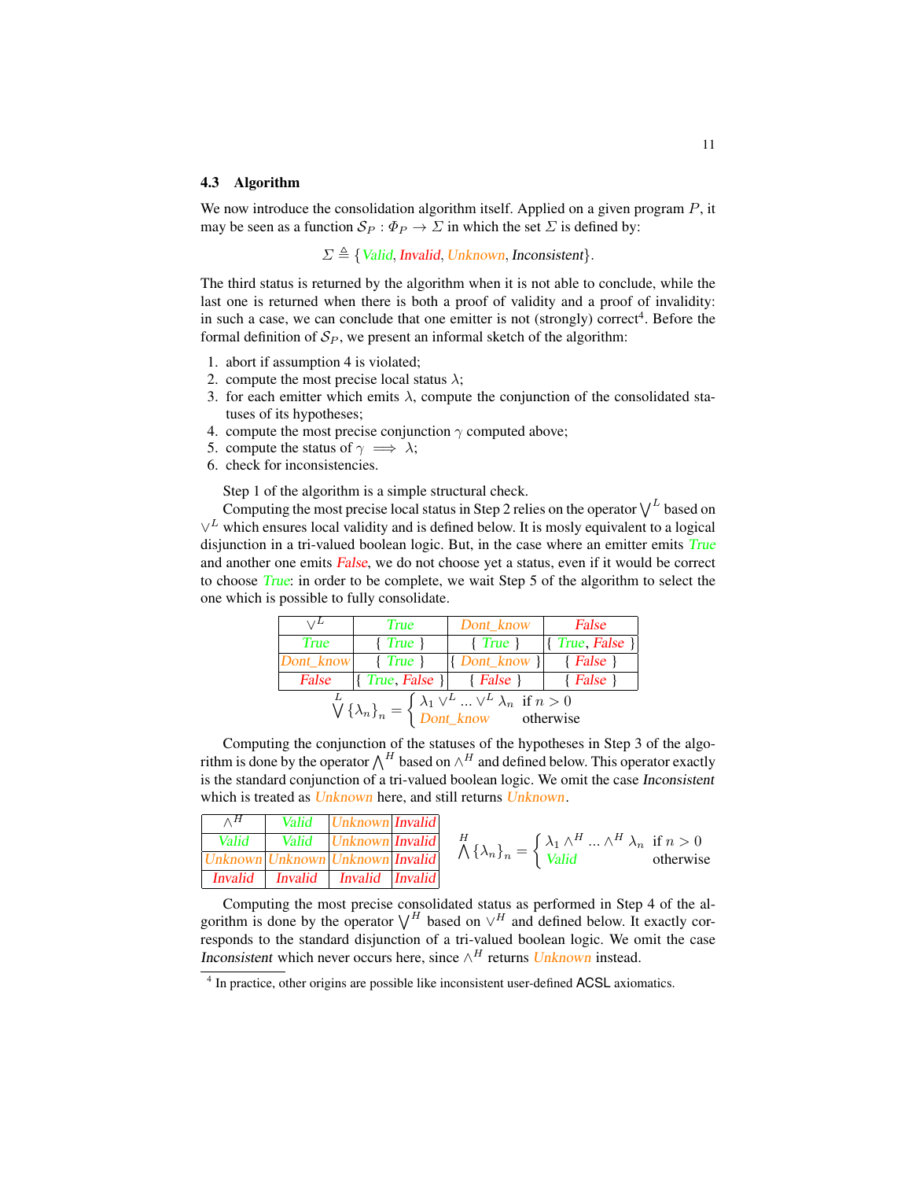### 4.3 Algorithm

We now introduce the consolidation algorithm itself. Applied on a given program $P$, it may be seen as a function $\mathcal{S}_P : \Phi_P \rightarrow \Sigma$ in which the set $\Sigma$ is defined by:

$$\Sigma \triangleq \{\textit{Valid}, \textit{Invalid}, \textit{Unknown}, \textit{Inconsistent}\}.$$

The third status is returned by the algorithm when it is not able to conclude, while the last one is returned when there is both a proof of validity and a proof of invalidity: in such a case, we can conclude that one emitter is not (strongly) correct[4]. Before the formal definition of $\mathcal{S}_P$, we present an informal sketch of the algorithm:

1. abort if assumption 4 is violated;
2. compute the most precise local status $\lambda$;
3. for each emitter which emits $\lambda$, compute the conjunction of the consolidated statuses of its hypotheses;
4. compute the most precise conjunction $\gamma$ computed above;
5. compute the status of $\gamma \implies \lambda$;
6. check for inconsistencies.

Step 1 of the algorithm is a simple structural check.

Computing the most precise local status in Step 2 relies on the operator $\bigvee^L$ based on $\vee^L$ which ensures local validity and is defined below. It is mosly equivalent to a logical disjunction in a tri-valued boolean logic. But, in the case where an emitter emits *True* and another one emits *False*, we do not choose yet a status, even if it would be correct to choose *True*: in order to be complete, we wait Step 5 of the algorithm to select the one which is possible to fully consolidate.

| $\vee^L$ | *True* | *Dont_know* | *False* |
|---|---|---|---|
| *True* | { *True* } | { *True* } | { *True*, *False* } |
| *Dont_know* | { *True* } | { *Dont_know* } | { *False* } |
| *False* | { *True*, *False* } | { *False* } | { *False* } |

$$\bigvee^L \{\lambda_n\}_n = \begin{cases} \lambda_1 \vee^L \ldots \vee^L \lambda_n & \text{if } n > 0 \\ \textit{Dont\_know} & \text{otherwise} \end{cases}$$

Computing the conjunction of the statuses of the hypotheses in Step 3 of the algorithm is done by the operator $\bigwedge^H$ based on $\wedge^H$ and defined below. This operator exactly is the standard conjunction of a tri-valued boolean logic. We omit the case *Inconsistent* which is treated as *Unknown* here, and still returns *Unknown*.

| $\wedge^H$ | *Valid* | *Unknown* | *Invalid* |
|---|---|---|---|
| *Valid* | *Valid* | *Unknown* | *Invalid* |
| *Unknown* | *Unknown* | *Unknown* | *Invalid* |
| *Invalid* | *Invalid* | *Invalid* | *Invalid* |

$$\bigwedge^H \{\lambda_n\}_n = \begin{cases} \lambda_1 \wedge^H \ldots \wedge^H \lambda_n & \text{if } n > 0 \\ \textit{Valid} & \text{otherwise} \end{cases}$$

Computing the most precise consolidated status as performed in Step 4 of the algorithm is done by the operator $\bigvee^H$ based on $\vee^H$ and defined below. It exactly corresponds to the standard disjunction of a tri-valued boolean logic. We omit the case *Inconsistent* which never occurs here, since $\wedge^H$ returns *Unknown* instead.

[4] In practice, other origins are possible like inconsistent user-defined ACSL axiomatics.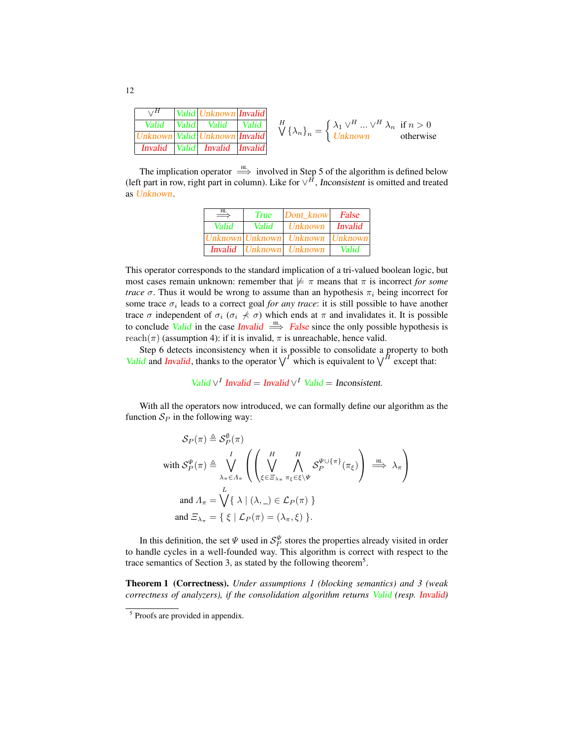| $\vee^H$ | *Valid* | *Unknown* | *Invalid* |
|---|---|---|---|
| *Valid* | *Valid* | *Valid* | *Valid* |
| *Unknown* | *Valid* | *Unknown* | *Invalid* |
| *Invalid* | *Valid* | *Invalid* | *Invalid* |

$$\bigvee^{H} \{\lambda_n\}_n = \begin{cases} \lambda_1 \vee^H ... \vee^H \lambda_n & \text{if } n > 0 \\ \textit{Unknown} & \text{otherwise} \end{cases}$$

The implication operator $\overset{\text{HL}}{\Longrightarrow}$ involved in Step 5 of the algorithm is defined below (left part in row, right part in column). Like for $\vee^H$, *Inconsistent* is omitted and treated as *Unknown*.

| $\overset{\text{HL}}{\Longrightarrow}$ | *True* | *Dont_know* | *False* |
|---|---|---|---|
| *Valid* | *Valid* | *Unknown* | *Invalid* |
| *Unknown* | *Unknown* | *Unknown* | *Unknown* |
| *Invalid* | *Unknown* | *Unknown* | *Valid* |

This operator corresponds to the standard implication of a tri-valued boolean logic, but most cases remain unknown: remember that $\not\models \pi$ means that $\pi$ is incorrect *for some trace* $\sigma$. Thus it would be wrong to assume than an hypothesis $\pi_i$ being incorrect for some trace $\sigma_i$ leads to a correct goal *for any trace*: it is still possible to have another trace $\sigma$ independent of $\sigma_i$ ($\sigma_i \not\prec \sigma$) which ends at $\pi$ and invalidates it. It is possible to conclude *Valid* in the case *Invalid* $\overset{\text{HL}}{\Longrightarrow}$ *False* since the only possible hypothesis is $\mathrm{reach}(\pi)$ (assumption 4): if it is invalid, $\pi$ is unreachable, hence valid.

Step 6 detects inconsistency when it is possible to consolidate a property to both *Valid* and *Invalid*, thanks to the operator $\bigvee^I$ which is equivalent to $\bigvee^H$ except that:

$$\textit{Valid} \vee^I \textit{Invalid} = \textit{Invalid} \vee^I \textit{Valid} = \textit{Inconsistent}.$$

With all the operators now introduced, we can formally define our algorithm as the function $\mathcal{S}_P$ in the following way:

$$\begin{aligned}
\mathcal{S}_P(\pi) &\triangleq \mathcal{S}_P^{\emptyset}(\pi) \\
\text{with } \mathcal{S}_P^{\Psi}(\pi) &\triangleq \bigvee^{I}_{\lambda_\pi \in \Lambda_\pi} \left( \left( \bigvee^{H}_{\xi \in \Xi_{\lambda_\pi}} \bigwedge^{H}_{\pi_\xi \in \xi \setminus \Psi} \mathcal{S}_P^{\Psi \cup \{\pi\}}(\pi_\xi) \right) \overset{\text{HL}}{\Longrightarrow} \lambda_\pi \right) \\
\text{and } \Lambda_\pi &= \bigvee^{L} \{\, \lambda \mid (\lambda, \_) \in \mathcal{L}_P(\pi) \,\} \\
\text{and } \Xi_{\lambda_\pi} &= \{\, \xi \mid \mathcal{L}_P(\pi) = (\lambda_\pi, \xi) \,\}.
\end{aligned}$$

In this definition, the set $\Psi$ used in $\mathcal{S}_P^{\Psi}$ stores the properties already visited in order to handle cycles in a well-founded way. This algorithm is correct with respect to the trace semantics of Section 3, as stated by the following theorem[5].

**Theorem 1 (Correctness).** *Under assumptions 1 (blocking semantics) and 3 (weak correctness of analyzers), if the consolidation algorithm returns Valid (resp. Invalid)*

[5] Proofs are provided in appendix.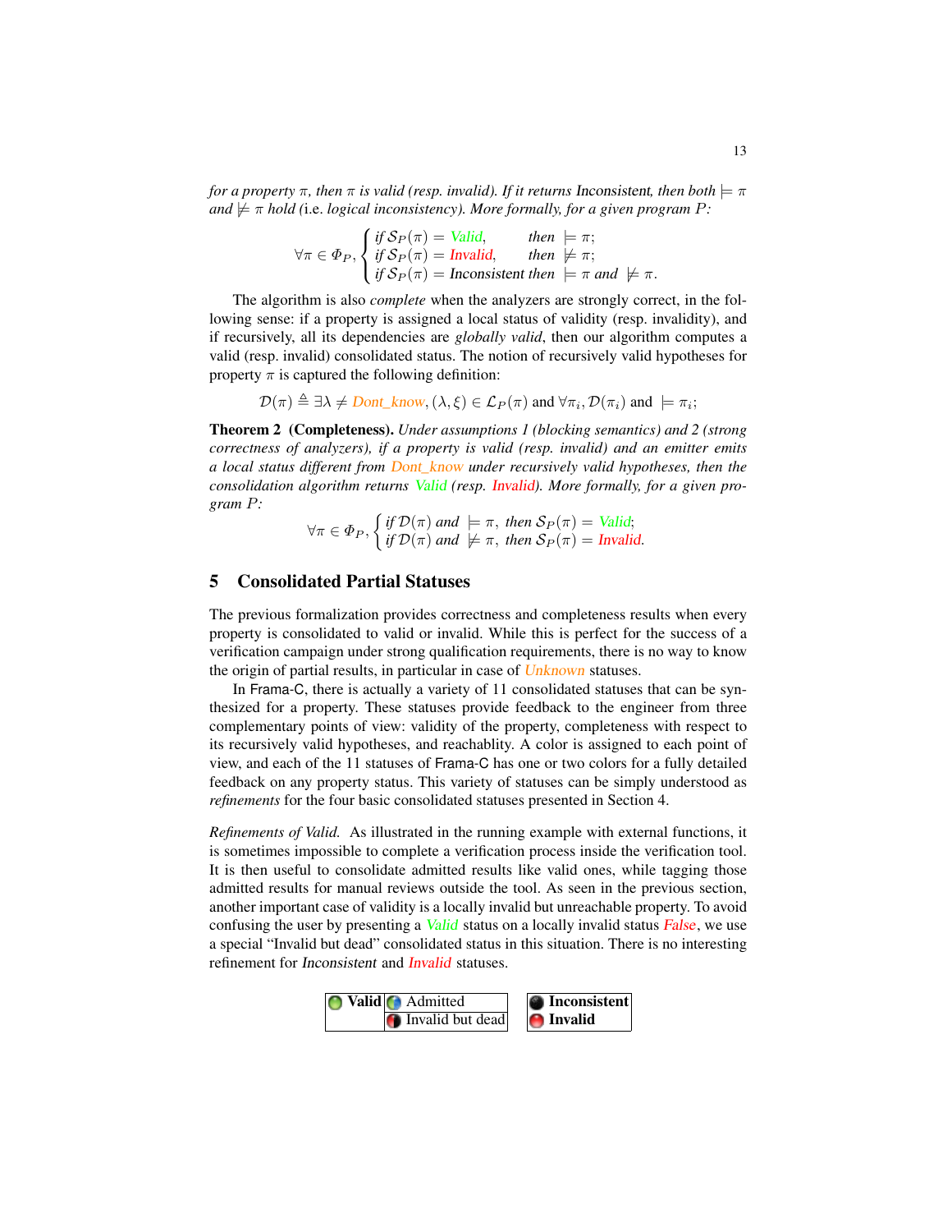*for a property $\pi$, then $\pi$ is valid (resp. invalid). If it returns* Inconsistent*, then both $\models \pi$ and $\not\models \pi$ hold (*i.e. *logical inconsistency). More formally, for a given program $P$:*

$$\forall \pi \in \Phi_P, \begin{cases} \text{if } \mathcal{S}_P(\pi) = \textit{Valid}, & \text{then } \models \pi; \\ \text{if } \mathcal{S}_P(\pi) = \textit{Invalid}, & \text{then } \not\models \pi; \\ \text{if } \mathcal{S}_P(\pi) = \text{Inconsistent} & \text{then } \models \pi \text{ and } \not\models \pi. \end{cases}$$

The algorithm is also *complete* when the analyzers are strongly correct, in the following sense: if a property is assigned a local status of validity (resp. invalidity), and if recursively, all its dependencies are *globally valid*, then our algorithm computes a valid (resp. invalid) consolidated status. The notion of recursively valid hypotheses for property $\pi$ is captured the following definition:

$$\mathcal{D}(\pi) \triangleq \exists \lambda \neq \textit{Dont\_know}, (\lambda, \xi) \in \mathcal{L}_P(\pi) \text{ and } \forall \pi_i, \mathcal{D}(\pi_i) \text{ and } \models \pi_i;$$

**Theorem 2 (Completeness).** *Under assumptions 1 (blocking semantics) and 2 (strong correctness of analyzers), if a property is valid (resp. invalid) and an emitter emits a local status different from Dont_know under recursively valid hypotheses, then the consolidation algorithm returns Valid (resp. Invalid). More formally, for a given program $P$:*

$$\forall \pi \in \Phi_P, \begin{cases} \text{if } \mathcal{D}(\pi) \text{ and } \models \pi, \text{ then } \mathcal{S}_P(\pi) = \textit{Valid}; \\ \text{if } \mathcal{D}(\pi) \text{ and } \not\models \pi, \text{ then } \mathcal{S}_P(\pi) = \textit{Invalid}. \end{cases}$$

## 5 Consolidated Partial Statuses

The previous formalization provides correctness and completeness results when every property is consolidated to valid or invalid. While this is perfect for the success of a verification campaign under strong qualification requirements, there is no way to know the origin of partial results, in particular in case of *Unknown* statuses.

In Frama-C, there is actually a variety of 11 consolidated statuses that can be synthesized for a property. These statuses provide feedback to the engineer from three complementary points of view: validity of the property, completeness with respect to its recursively valid hypotheses, and reachablity. A color is assigned to each point of view, and each of the 11 statuses of Frama-C has one or two colors for a fully detailed feedback on any property status. This variety of statuses can be simply understood as *refinements* for the four basic consolidated statuses presented in Section 4.

*Refinements of Valid.* As illustrated in the running example with external functions, it is sometimes impossible to complete a verification process inside the verification tool. It is then useful to consolidate admitted results like valid ones, while tagging those admitted results for manual reviews outside the tool. As seen in the previous section, another important case of validity is a locally invalid but unreachable property. To avoid confusing the user by presenting a *Valid* status on a locally invalid status *False*, we use a special "Invalid but dead" consolidated status in this situation. There is no interesting refinement for Inconsistent and *Invalid* statuses.

| **Valid** | Admitted |
|---|---|
| | Invalid but dead |

| **Inconsistent** |
|---|
| **Invalid** |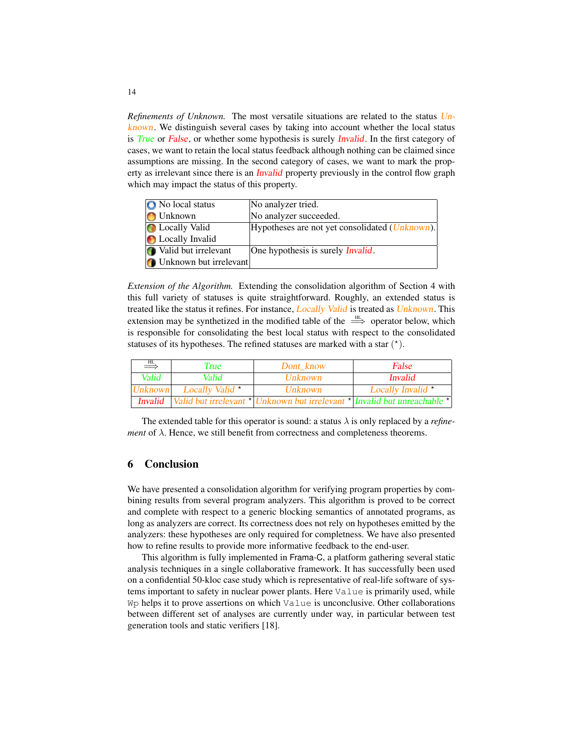*Refinements of Unknown.* The most versatile situations are related to the status *Unknown*. We distinguish several cases by taking into account whether the local status is *True* or *False*, or whether some hypothesis is surely *Invalid*. In the first category of cases, we want to retain the local status feedback although nothing can be claimed since assumptions are missing. In the second category of cases, we want to mark the property as irrelevant since there is an *Invalid* property previously in the control flow graph which may impact the status of this property.

| Status | Meaning |
|---|---|
| No local status<br>Unknown | No analyzer tried.<br>No analyzer succeeded. |
| Locally Valid<br>Locally Invalid | Hypotheses are not yet consolidated (*Unknown*). |
| Valid but irrelevant<br>Unknown but irrelevant | One hypothesis is surely *Invalid*. |

*Extension of the Algorithm.* Extending the consolidation algorithm of Section 4 with this full variety of statuses is quite straightforward. Roughly, an extended status is treated like the status it refines. For instance, *Locally Valid* is treated as *Unknown*. This extension may be synthetized in the modified table of the $\overset{\text{HL}}{\Longrightarrow}$ operator below, which is responsible for consolidating the best local status with respect to the consolidated statuses of its hypotheses. The refined statuses are marked with a star ($^\star$).

| $\overset{\text{HL}}{\Longrightarrow}$ | *True* | *Dont_know* | *False* |
|---|---|---|---|
| *Valid* | *Valid* | *Unknown* | *Invalid* |
| *Unknown* | *Locally Valid* $^\star$ | *Unknown* | *Locally Invalid* $^\star$ |
| *Invalid* | *Valid but irrelevant* $^\star$ | *Unknown but irrelevant* $^\star$ | *Invalid but unreachable* $^\star$ |

The extended table for this operator is sound: a status $\lambda$ is only replaced by a *refinement* of $\lambda$. Hence, we still benefit from correctness and completeness theorems.

## 6 Conclusion

We have presented a consolidation algorithm for verifying program properties by combining results from several program analyzers. This algorithm is proved to be correct and complete with respect to a generic blocking semantics of annotated programs, as long as analyzers are correct. Its correctness does not rely on hypotheses emitted by the analyzers: these hypotheses are only required for completeness. We have also presented how to refine results to provide more informative feedback to the end-user.

This algorithm is fully implemented in Frama-C, a platform gathering several static analysis techniques in a single collaborative framework. It has successfully been used on a confidential 50-kloc case study which is representative of real-life software of systems important to safety in nuclear power plants. Here `Value` is primarily used, while `Wp` helps it to prove assertions on which `Value` is unconclusive. Other collaborations between different set of analyses are currently under way, in particular between test generation tools and static verifiers [18].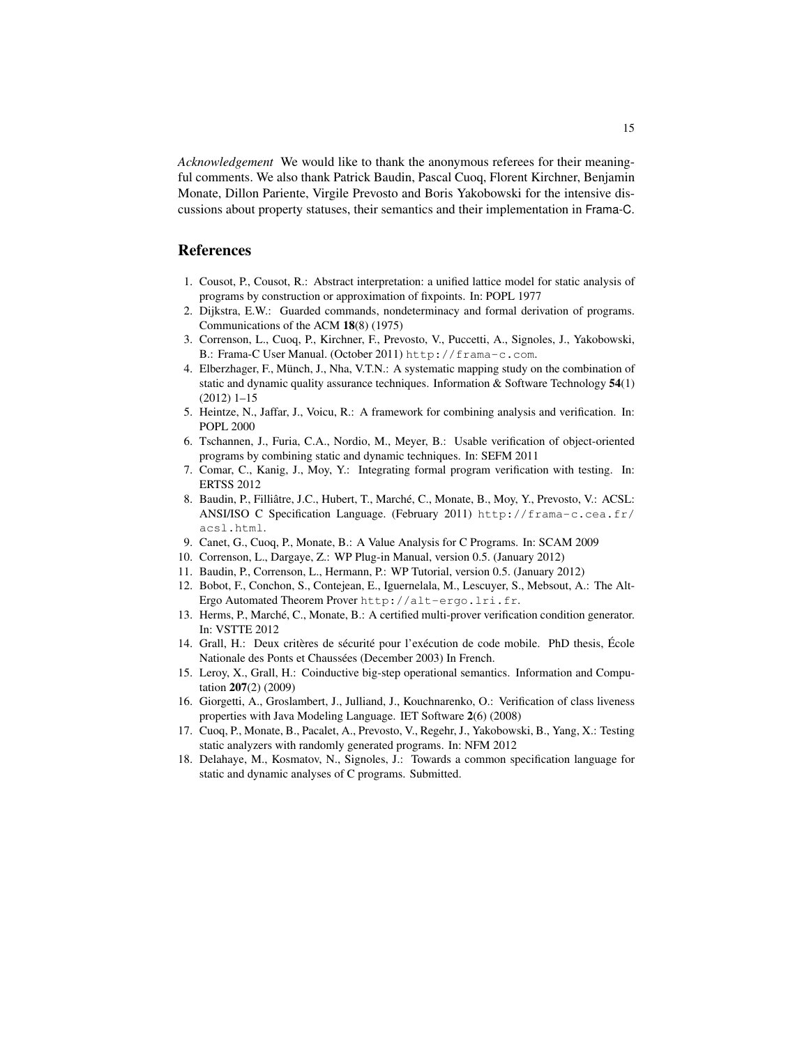*Acknowledgement* We would like to thank the anonymous referees for their meaningful comments. We also thank Patrick Baudin, Pascal Cuoq, Florent Kirchner, Benjamin Monate, Dillon Pariente, Virgile Prevosto and Boris Yakobowski for the intensive discussions about property statuses, their semantics and their implementation in Frama-C.

## References

1. Cousot, P., Cousot, R.: Abstract interpretation: a unified lattice model for static analysis of programs by construction or approximation of fixpoints. In: POPL 1977
2. Dijkstra, E.W.: Guarded commands, nondeterminacy and formal derivation of programs. Communications of the ACM **18**(8) (1975)
3. Correnson, L., Cuoq, P., Kirchner, F., Prevosto, V., Puccetti, A., Signoles, J., Yakobowski, B.: Frama-C User Manual. (October 2011) `http://frama-c.com`.
4. Elberzhager, F., Münch, J., Nha, V.T.N.: A systematic mapping study on the combination of static and dynamic quality assurance techniques. Information & Software Technology **54**(1) (2012) 1–15
5. Heintze, N., Jaffar, J., Voicu, R.: A framework for combining analysis and verification. In: POPL 2000
6. Tschannen, J., Furia, C.A., Nordio, M., Meyer, B.: Usable verification of object-oriented programs by combining static and dynamic techniques. In: SEFM 2011
7. Comar, C., Kanig, J., Moy, Y.: Integrating formal program verification with testing. In: ERTSS 2012
8. Baudin, P., Filliâtre, J.C., Hubert, T., Marché, C., Monate, B., Moy, Y., Prevosto, V.: ACSL: ANSI/ISO C Specification Language. (February 2011) `http://frama-c.cea.fr/acsl.html`.
9. Canet, G., Cuoq, P., Monate, B.: A Value Analysis for C Programs. In: SCAM 2009
10. Correnson, L., Dargaye, Z.: WP Plug-in Manual, version 0.5. (January 2012)
11. Baudin, P., Correnson, L., Hermann, P.: WP Tutorial, version 0.5. (January 2012)
12. Bobot, F., Conchon, S., Contejean, E., Iguernelala, M., Lescuyer, S., Mebsout, A.: The Alt-Ergo Automated Theorem Prover `http://alt-ergo.lri.fr`.
13. Herms, P., Marché, C., Monate, B.: A certified multi-prover verification condition generator. In: VSTTE 2012
14. Grall, H.: Deux critères de sécurité pour l'exécution de code mobile. PhD thesis, École Nationale des Ponts et Chaussées (December 2003) In French.
15. Leroy, X., Grall, H.: Coinductive big-step operational semantics. Information and Computation **207**(2) (2009)
16. Giorgetti, A., Groslambert, J., Julliand, J., Kouchnarenko, O.: Verification of class liveness properties with Java Modeling Language. IET Software **2**(6) (2008)
17. Cuoq, P., Monate, B., Pacalet, A., Prevosto, V., Regehr, J., Yakobowski, B., Yang, X.: Testing static analyzers with randomly generated programs. In: NFM 2012
18. Delahaye, M., Kosmatov, N., Signoles, J.: Towards a common specification language for static and dynamic analyses of C programs. Submitted.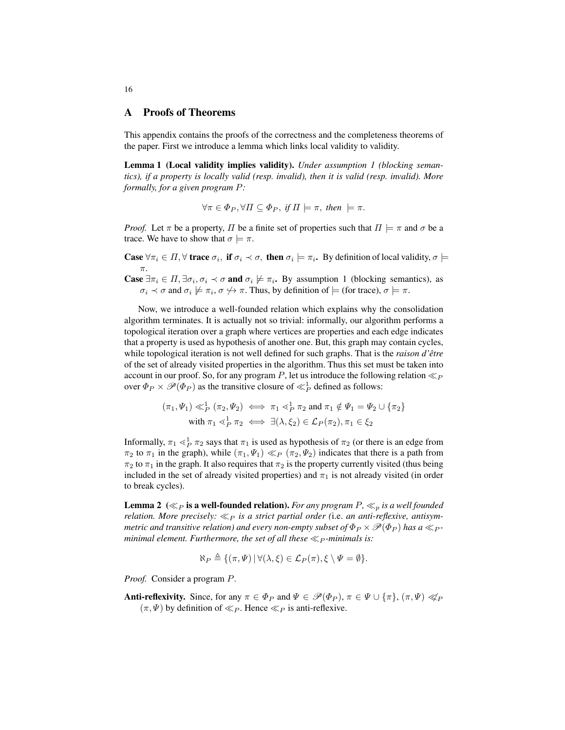## A Proofs of Theorems

This appendix contains the proofs of the correctness and the completeness theorems of the paper. First we introduce a lemma which links local validity to validity.

**Lemma 1 (Local validity implies validity).** *Under assumption 1 (blocking semantics), if a property is locally valid (resp. invalid), then it is valid (resp. invalid). More formally, for a given program $P$:*

$$\forall \pi \in \Phi_P, \forall \Pi \subseteq \Phi_P,\ \textit{if}\ \Pi \models \pi,\ \textit{then}\ \models \pi.$$

*Proof.* Let $\pi$ be a property, $\Pi$ be a finite set of properties such that $\Pi \models \pi$ and $\sigma$ be a trace. We have to show that $\sigma \models \pi$.

**Case** $\forall \pi_i \in \Pi, \forall$ **trace** $\sigma_i$, **if** $\sigma_i \prec \sigma$, **then** $\sigma_i \models \pi_i$**.** By definition of local validity, $\sigma \models \pi$.

**Case** $\exists \pi_i \in \Pi, \exists \sigma_i, \sigma_i \prec \sigma$ **and** $\sigma_i \not\models \pi_i$**.** By assumption 1 (blocking semantics), as $\sigma_i \prec \sigma$ and $\sigma_i \not\models \pi_i$, $\sigma \not\rightarrow \pi$. Thus, by definition of $\models$ (for trace), $\sigma \models \pi$.

Now, we introduce a well-founded relation which explains why the consolidation algorithm terminates. It is actually not so trivial: informally, our algorithm performs a topological iteration over a graph where vertices are properties and each edge indicates that a property is used as hypothesis of another one. But, this graph may contain cycles, while topological iteration is not well defined for such graphs. That is the *raison d'être* of the set of already visited properties in the algorithm. Thus this set must be taken into account in our proof. So, for any program $P$, let us introduce the following relation $\ll_P$ over $\Phi_P \times \mathscr{P}(\Phi_P)$ as the transitive closure of $\ll_P^1$ defined as follows:

$$(\pi_1, \Psi_1) \ll_P^1 (\pi_2, \Psi_2) \iff \pi_1 \lessdot_P^1 \pi_2 \text{ and } \pi_1 \notin \Psi_1 = \Psi_2 \cup \{\pi_2\}$$
$$\text{with } \pi_1 \lessdot_P^1 \pi_2 \iff \exists(\lambda, \xi_2) \in \mathcal{L}_P(\pi_2), \pi_1 \in \xi_2$$

Informally, $\pi_1 \lessdot_P^1 \pi_2$ says that $\pi_1$ is used as hypothesis of $\pi_2$ (or there is an edge from $\pi_2$ to $\pi_1$ in the graph), while $(\pi_1, \Psi_1) \ll_P (\pi_2, \Psi_2)$ indicates that there is a path from $\pi_2$ to $\pi_1$ in the graph. It also requires that $\pi_2$ is the property currently visited (thus being included in the set of already visited properties) and $\pi_1$ is not already visited (in order to break cycles).

**Lemma 2 ($\ll_P$ is a well-founded relation).** *For any program $P$, $\ll_p$ is a well founded relation. More precisely: $\ll_P$ is a strict partial order (*i.e. *an anti-reflexive, antisymmetric and transitive relation) and every non-empty subset of $\Phi_P \times \mathscr{P}(\Phi_P)$ has a $\ll_P$-minimal element. Furthermore, the set of all these $\ll_P$-minimals is:*

$$\aleph_P \triangleq \{(\pi, \Psi) \,|\, \forall(\lambda, \xi) \in \mathcal{L}_P(\pi), \xi \setminus \Psi = \emptyset\}.$$

*Proof.* Consider a program $P$.

**Anti-reflexivity.** Since, for any $\pi \in \Phi_P$ and $\Psi \in \mathscr{P}(\Phi_P)$, $\pi \in \Psi \cup \{\pi\}$, $(\pi, \Psi) \not\ll_P (\pi, \Psi)$ by definition of $\ll_P$. Hence $\ll_P$ is anti-reflexive.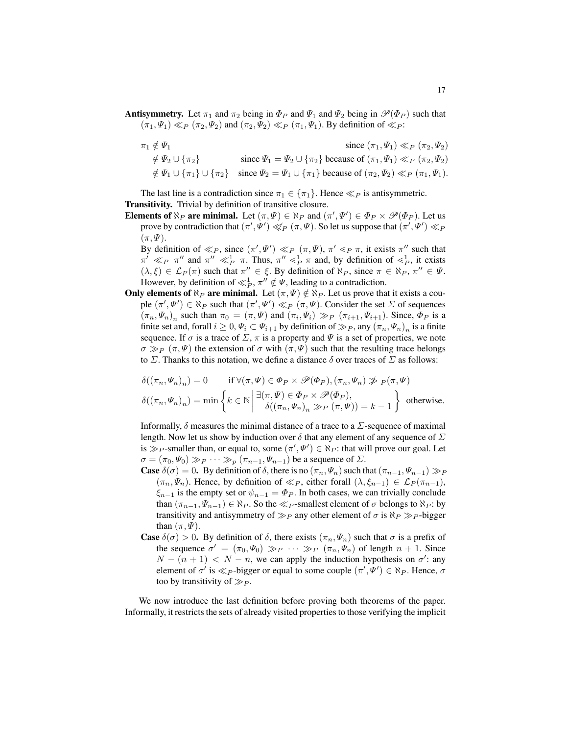**Antisymmetry.** Let $\pi_1$ and $\pi_2$ being in $\Phi_P$ and $\Psi_1$ and $\Psi_2$ being in $\mathscr{P}(\Phi_P)$ such that $(\pi_1, \Psi_1) \lll_P (\pi_2, \Psi_2)$ and $(\pi_2, \Psi_2) \lll_P (\pi_1, \Psi_1)$. By definition of $\lll_P$:

$$
\begin{aligned}
\pi_1 &\notin \Psi_1 && \text{since } (\pi_1, \Psi_1) \lll_P (\pi_2, \Psi_2) \\
&\notin \Psi_2 \cup \{\pi_2\} && \text{since } \Psi_1 = \Psi_2 \cup \{\pi_2\} \text{ because of } (\pi_1, \Psi_1) \lll_P (\pi_2, \Psi_2) \\
&\notin \Psi_1 \cup \{\pi_1\} \cup \{\pi_2\} && \text{since } \Psi_2 = \Psi_1 \cup \{\pi_1\} \text{ because of } (\pi_2, \Psi_2) \lll_P (\pi_1, \Psi_1).
\end{aligned}
$$

The last line is a contradiction since $\pi_1 \in \{\pi_1\}$. Hence $\lll_P$ is antisymmetric.

**Transitivity.** Trivial by definition of transitive closure.

**Elements of $\aleph_P$ are minimal.** Let $(\pi, \Psi) \in \aleph_P$ and $(\pi', \Psi') \in \Phi_P \times \mathscr{P}(\Phi_P)$. Let us prove by contradiction that $(\pi', \Psi') \not\lll_P (\pi, \Psi)$. So let us suppose that $(\pi', \Psi') \lll_P (\pi, \Psi)$.

By definition of $\lll_P$, since $(\pi', \Psi') \lll_P (\pi, \Psi)$, $\pi' \lessdot_P \pi$, it exists $\pi''$ such that $\pi' \lll_P \pi''$ and $\pi'' \lll_P^1 \pi$. Thus, $\pi'' \lessdot_P^1 \pi$ and, by definition of $\lessdot_P^1$, it exists $(\lambda, \xi) \in \mathcal{L}_P(\pi)$ such that $\pi'' \in \xi$. By definition of $\aleph_P$, since $\pi \in \aleph_P$, $\pi'' \in \Psi$. However, by definition of $\lll_P^1$, $\pi'' \notin \Psi$, leading to a contradiction.

**Only elements of $\aleph_P$ are minimal.** Let $(\pi, \Psi) \notin \aleph_P$. Let us prove that it exists a couple $(\pi', \Psi') \in \aleph_P$ such that $(\pi', \Psi') \lll_P (\pi, \Psi)$. Consider the set $\Sigma$ of sequences $(\pi_n, \Psi_n)_n$ such than $\pi_0 = (\pi, \Psi)$ and $(\pi_i, \Psi_i) \ggg_P (\pi_{i+1}, \Psi_{i+1})$. Since, $\Phi_P$ is a finite set and, forall $i \geq 0$, $\Psi_i \subset \Psi_{i+1}$ by definition of $\ggg_P$, any $(\pi_n, \Psi_n)_n$ is a finite sequence. If $\sigma$ is a trace of $\Sigma$, $\pi$ is a property and $\Psi$ is a set of properties, we note $\sigma \ggg_P (\pi, \Psi)$ the extension of $\sigma$ with $(\pi, \Psi)$ such that the resulting trace belongs to $\Sigma$. Thanks to this notation, we define a distance $\delta$ over traces of $\Sigma$ as follows:

$$
\begin{aligned}
&\delta((\pi_n, \Psi_n)_n) = 0 \qquad \text{if } \forall (\pi, \Psi) \in \Phi_P \times \mathscr{P}(\Phi_P), (\pi_n, \Psi_n) \not\ggg_P (\pi, \Psi) \\
&\delta((\pi_n, \Psi_n)_n) = \min \left\{ k \in \mathbb{N} \,\middle|\, \begin{array}{l} \exists (\pi, \Psi) \in \Phi_P \times \mathscr{P}(\Phi_P), \\ \delta((\pi_n, \Psi_n)_n \ggg_P (\pi, \Psi)) = k - 1 \end{array} \right\} \text{ otherwise.}
\end{aligned}
$$

Informally, $\delta$ measures the minimal distance of a trace to a $\Sigma$-sequence of maximal length. Now let us show by induction over $\delta$ that any element of any sequence of $\Sigma$ is $\ggg_P$-smaller than, or equal to, some $(\pi', \Psi') \in \aleph_P$: that will prove our goal. Let $\sigma = (\pi_0, \Psi_0) \ggg_P \cdots \ggg_p (\pi_{n-1}, \Psi_{n-1})$ be a sequence of $\Sigma$.

**Case $\delta(\sigma) = 0$.** By definition of $\delta$, there is no $(\pi_n, \Psi_n)$ such that $(\pi_{n-1}, \Psi_{n-1}) \ggg_P (\pi_n, \Psi_n)$. Hence, by definition of $\lll_P$, either forall $(\lambda, \xi_{n-1}) \in \mathcal{L}_P(\pi_{n-1})$, $\xi_{n-1}$ is the empty set or $\psi_{n-1} = \Phi_P$. In both cases, we can trivially conclude than $(\pi_{n-1}, \Psi_{n-1}) \in \aleph_P$. So the $\lll_P$-smallest element of $\sigma$ belongs to $\aleph_P$: by transitivity and antisymmetry of $\ggg_P$ any other element of $\sigma$ is $\aleph_P$ $\ggg_P$-bigger than $(\pi, \Psi)$.

**Case $\delta(\sigma) > 0$.** By definition of $\delta$, there exists $(\pi_n, \Psi_n)$ such that $\sigma$ is a prefix of the sequence $\sigma' = (\pi_0, \Psi_0) \ggg_P \cdots \ggg_P (\pi_n, \Psi_n)$ of length $n + 1$. Since $N - (n + 1) < N - n$, we can apply the induction hypothesis on $\sigma'$: any element of $\sigma'$ is $\lll_P$-bigger or equal to some couple $(\pi', \Psi') \in \aleph_P$. Hence, $\sigma$ too by transitivity of $\ggg_P$.

We now introduce the last definition before proving both theorems of the paper. Informally, it restricts the sets of already visited properties to those verifying the implicit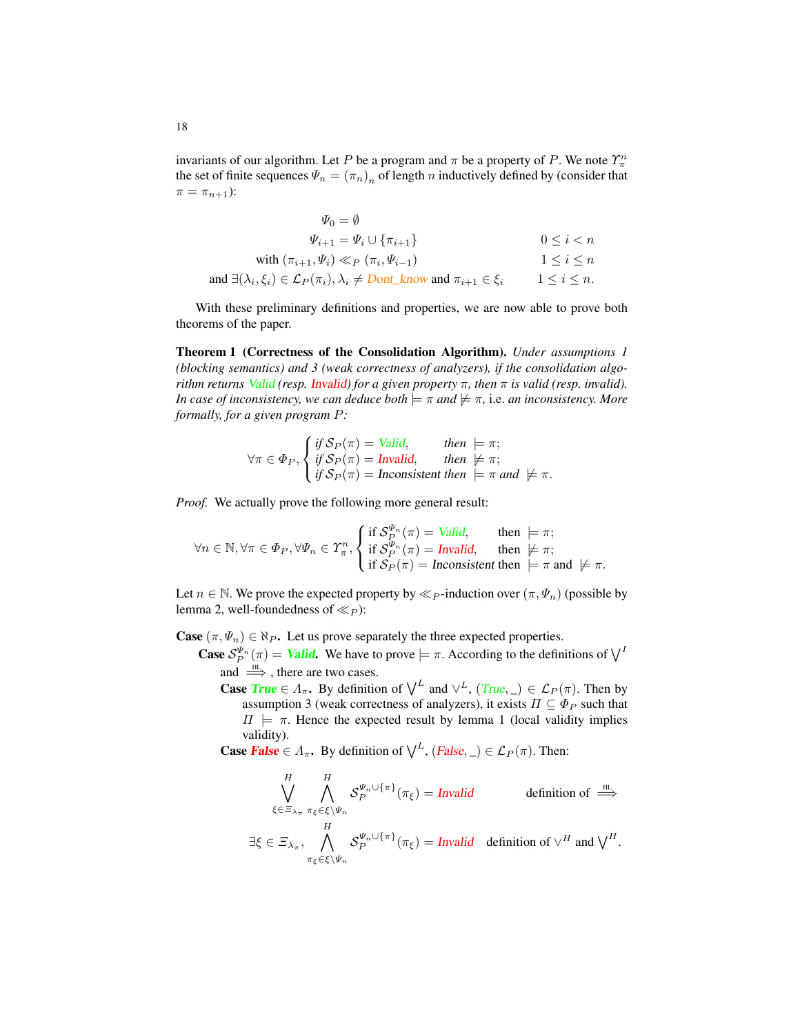invariants of our algorithm. Let $P$ be a program and $\pi$ be a property of $P$. We note $\Upsilon_\pi^n$ the set of finite sequences $\Psi_n = (\pi_n)_n$ of length $n$ inductively defined by (consider that $\pi = \pi_{n+1}$):

$$
\begin{aligned}
\Psi_0 &= \emptyset \\
\Psi_{i+1} &= \Psi_i \cup \{\pi_{i+1}\} && 0 \le i < n \\
\text{with } (\pi_{i+1}, \Psi_i) &\ll_P (\pi_i, \Psi_{i-1}) && 1 \le i \le n \\
\text{and } \exists(\lambda_i, \xi_i) \in \mathcal{L}_P(\pi_i), \lambda_i &\neq \textit{Dont\_know} \text{ and } \pi_{i+1} \in \xi_i && 1 \le i \le n.
\end{aligned}
$$

With these preliminary definitions and properties, we are now able to prove both theorems of the paper.

**Theorem 1 (Correctness of the Consolidation Algorithm).** *Under assumptions 1 (blocking semantics) and 3 (weak correctness of analyzers), if the consolidation algorithm returns Valid (resp. Invalid) for a given property $\pi$, then $\pi$ is valid (resp. invalid). In case of inconsistency, we can deduce both $\models \pi$ and $\not\models \pi$,* i.e. *an inconsistency. More formally, for a given program $P$:*

$$
\forall \pi \in \Phi_P, \begin{cases} \text{if } \mathcal{S}_P(\pi) = \textit{Valid}, & \text{then } \models \pi; \\ \text{if } \mathcal{S}_P(\pi) = \textit{Invalid}, & \text{then } \not\models \pi; \\ \text{if } \mathcal{S}_P(\pi) = \textit{Inconsistent} & \text{then } \models \pi \text{ and } \not\models \pi. \end{cases}
$$

*Proof.* We actually prove the following more general result:

$$
\forall n \in \mathbb{N}, \forall \pi \in \Phi_P, \forall \Psi_n \in \Upsilon_\pi^n, \begin{cases} \text{if } \mathcal{S}_P^{\Psi_n}(\pi) = \textit{Valid}, & \text{then } \models \pi; \\ \text{if } \mathcal{S}_P^{\Psi_n}(\pi) = \textit{Invalid}, & \text{then } \not\models \pi; \\ \text{if } \mathcal{S}_P(\pi) = \textit{Inconsistent} & \text{then } \models \pi \text{ and } \not\models \pi. \end{cases}
$$

Let $n \in \mathbb{N}$. We prove the expected property by $\ll_P$-induction over $(\pi, \Psi_n)$ (possible by lemma 2, well-foundedness of $\ll_P$):

**Case $(\pi, \Psi_n) \in \aleph_P$.** Let us prove separately the three expected properties.

**Case $\mathcal{S}_P^{\Psi_n}(\pi) = $ *Valid*.** We have to prove $\models \pi$. According to the definitions of $\bigvee^I$ and $\overset{\text{HL}}{\Longrightarrow}$, there are two cases.

**Case *True* $\in \Lambda_\pi$.** By definition of $\bigvee^L$ and $\vee^L$, $(\textit{True}, \_) \in \mathcal{L}_P(\pi)$. Then by assumption 3 (weak correctness of analyzers), it exists $\Pi \subseteq \Phi_P$ such that $\Pi \models \pi$. Hence the expected result by lemma 1 (local validity implies validity).

**Case *False* $\in \Lambda_\pi$.** By definition of $\bigvee^L$, $(\textit{False}, \_) \in \mathcal{L}_P(\pi)$. Then:

$$
\begin{aligned}
&\bigvee_{\xi \in \Xi_{\lambda_\pi}}^{H} \bigwedge_{\pi_\xi \in \xi \setminus \Psi_n}^{H} \mathcal{S}_P^{\Psi_n \cup \{\pi\}}(\pi_\xi) = \textit{Invalid} && \text{definition of } \overset{\text{HL}}{\Longrightarrow} \\
&\exists \xi \in \Xi_{\lambda_\pi}, \bigwedge_{\pi_\xi \in \xi \setminus \Psi_n}^{H} \mathcal{S}_P^{\Psi_n \cup \{\pi\}}(\pi_\xi) = \textit{Invalid} && \text{definition of } \vee^H \text{ and } \bigvee^H.
\end{aligned}
$$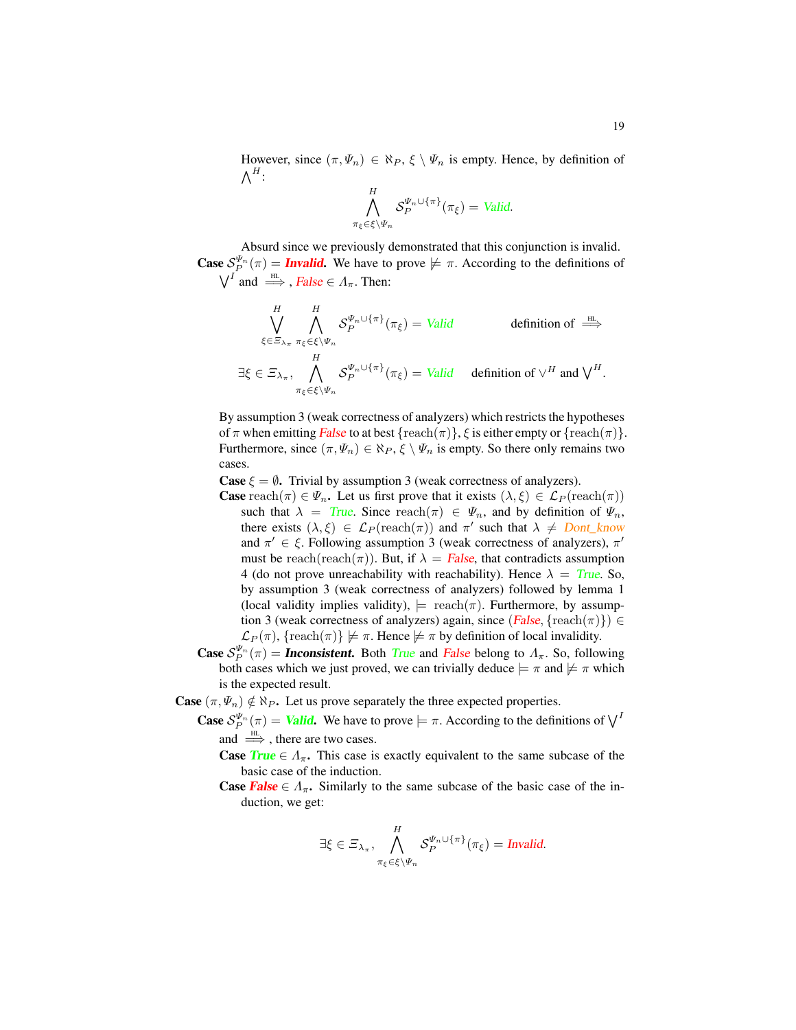However, since $(\pi, \Psi_n) \in \aleph_P$, $\xi \setminus \Psi_n$ is empty. Hence, by definition of $\bigwedge^H$:

$$\bigwedge_{\pi_\xi \in \xi \setminus \Psi_n}^{H} \mathcal{S}_P^{\Psi_n \cup \{\pi\}}(\pi_\xi) = \textit{Valid}.$$

Absurd since we previously demonstrated that this conjunction is invalid.

**Case** $\mathcal{S}_P^{\Psi_n}(\pi) = $ ***Invalid*****.** We have to prove $\not\models \pi$. According to the definitions of $\bigvee^I$ and $\stackrel{\text{HL}}{\Longrightarrow}$, *False* $\in \Lambda_\pi$. Then:

$$\bigvee_{\xi \in \Xi_{\lambda_\pi}}^{H} \bigwedge_{\pi_\xi \in \xi \setminus \Psi_n}^{H} \mathcal{S}_P^{\Psi_n \cup \{\pi\}}(\pi_\xi) = \textit{Valid} \qquad \text{definition of } \stackrel{\text{HL}}{\Longrightarrow}$$

$$\exists \xi \in \Xi_{\lambda_\pi}, \bigwedge_{\pi_\xi \in \xi \setminus \Psi_n}^{H} \mathcal{S}_P^{\Psi_n \cup \{\pi\}}(\pi_\xi) = \textit{Valid} \qquad \text{definition of } \vee^H \text{ and } \bigvee^H.$$

By assumption 3 (weak correctness of analyzers) which restricts the hypotheses of $\pi$ when emitting *False* to at best $\{\text{reach}(\pi)\}$, $\xi$ is either empty or $\{\text{reach}(\pi)\}$. Furthermore, since $(\pi, \Psi_n) \in \aleph_P$, $\xi \setminus \Psi_n$ is empty. So there only remains two cases.

**Case** $\xi = \emptyset$**.** Trivial by assumption 3 (weak correctness of analyzers).

**Case** $\text{reach}(\pi) \in \Psi_n$**.** Let us first prove that it exists $(\lambda, \xi) \in \mathcal{L}_P(\text{reach}(\pi))$ such that $\lambda = $ *True*. Since $\text{reach}(\pi) \in \Psi_n$, and by definition of $\Psi_n$, there exists $(\lambda, \xi) \in \mathcal{L}_P(\text{reach}(\pi))$ and $\pi'$ such that $\lambda \neq$ *Dont_know* and $\pi' \in \xi$. Following assumption 3 (weak correctness of analyzers), $\pi'$ must be $\text{reach}(\text{reach}(\pi))$. But, if $\lambda = $ *False*, that contradicts assumption 4 (do not prove unreachability with reachability). Hence $\lambda = $ *True*. So, by assumption 3 (weak correctness of analyzers) followed by lemma 1 (local validity implies validity), $\models \text{reach}(\pi)$. Furthermore, by assumption 3 (weak correctness of analyzers) again, since $(\textit{False}, \{\text{reach}(\pi)\}) \in \mathcal{L}_P(\pi)$, $\{\text{reach}(\pi)\} \not\models \pi$. Hence $\not\models \pi$ by definition of local invalidity.

**Case** $\mathcal{S}_P^{\Psi_n}(\pi) = $ ***Inconsistent*****.** Both *True* and *False* belong to $\Lambda_\pi$. So, following both cases which we just proved, we can trivially deduce $\models \pi$ and $\not\models \pi$ which is the expected result.

**Case** $(\pi, \Psi_n) \notin \aleph_P$**.** Let us prove separately the three expected properties.

**Case** $\mathcal{S}_P^{\Psi_n}(\pi) = $ ***Valid*****.** We have to prove $\models \pi$. According to the definitions of $\bigvee^I$ and $\stackrel{\text{HL}}{\Longrightarrow}$, there are two cases.

**Case** ***True*** $\in \Lambda_\pi$**.** This case is exactly equivalent to the same subcase of the basic case of the induction.

**Case** ***False*** $\in \Lambda_\pi$**.** Similarly to the same subcase of the basic case of the induction, we get:

$$\exists \xi \in \Xi_{\lambda_\pi}, \bigwedge_{\pi_\xi \in \xi \setminus \Psi_n}^{H} \mathcal{S}_P^{\Psi_n \cup \{\pi\}}(\pi_\xi) = \textit{Invalid}.$$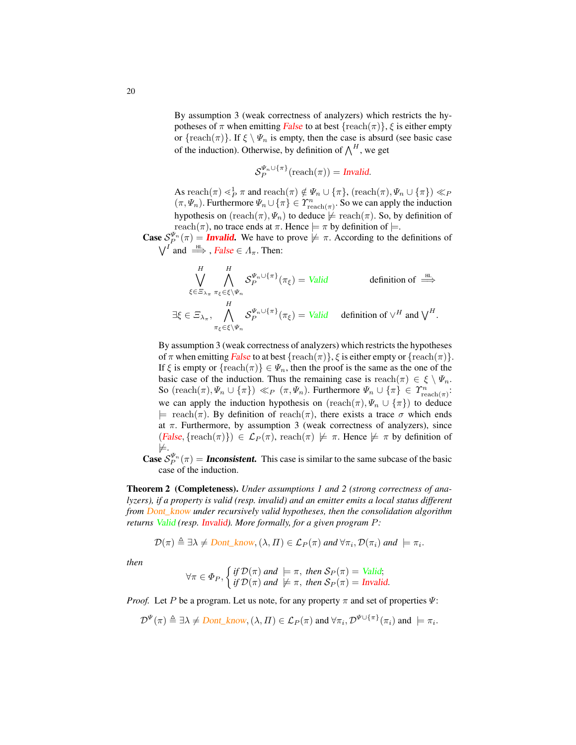By assumption 3 (weak correctness of analyzers) which restricts the hypotheses of $\pi$ when emitting *False* to at best $\{\text{reach}(\pi)\}$, $\xi$ is either empty or $\{\text{reach}(\pi)\}$. If $\xi \setminus \Psi_n$ is empty, then the case is absurd (see basic case of the induction). Otherwise, by definition of $\bigwedge^H$, we get

$$\mathcal{S}_P^{\Psi_n \cup \{\pi\}}(\text{reach}(\pi)) = \textit{Invalid}.$$

As $\text{reach}(\pi) \lessdot_P^1 \pi$ and $\text{reach}(\pi) \notin \Psi_n \cup \{\pi\}$, $(\text{reach}(\pi), \Psi_n \cup \{\pi\}) \ll_P (\pi, \Psi_n)$. Furthermore $\Psi_n \cup \{\pi\} \in \Upsilon^n_{\text{reach}(\pi)}$. So we can apply the induction hypothesis on $(\text{reach}(\pi), \Psi_n)$ to deduce $\not\models \text{reach}(\pi)$. So, by definition of $\text{reach}(\pi)$, no trace ends at $\pi$. Hence $\models \pi$ by definition of $\models$.

**Case $\mathcal{S}_P^{\Psi_n}(\pi) = $ *Invalid*.** We have to prove $\not\models \pi$. According to the definitions of $\bigvee^I$ and $\overset{\text{HL}}{\Longrightarrow}$, *False* $\in \Lambda_\pi$. Then:

$$\bigvee^H_{\xi \in \Xi_{\lambda_\pi}} \bigwedge^H_{\pi_\xi \in \xi \setminus \Psi_n} \mathcal{S}_P^{\Psi_n \cup \{\pi\}}(\pi_\xi) = \textit{Valid} \qquad \text{definition of } \overset{\text{HL}}{\Longrightarrow}$$

$$\exists \xi \in \Xi_{\lambda_\pi}, \bigwedge^H_{\pi_\xi \in \xi \setminus \Psi_n} \mathcal{S}_P^{\Psi_n \cup \{\pi\}}(\pi_\xi) = \textit{Valid} \quad \text{definition of } \vee^H \text{ and } \bigvee^H.$$

By assumption 3 (weak correctness of analyzers) which restricts the hypotheses of $\pi$ when emitting *False* to at best $\{\text{reach}(\pi)\}$, $\xi$ is either empty or $\{\text{reach}(\pi)\}$. If $\xi$ is empty or $\{\text{reach}(\pi)\} \in \Psi_n$, then the proof is the same as the one of the basic case of the induction. Thus the remaining case is $\text{reach}(\pi) \in \xi \setminus \Psi_n$. So $(\text{reach}(\pi), \Psi_n \cup \{\pi\}) \ll_P (\pi, \Psi_n)$. Furthermore $\Psi_n \cup \{\pi\} \in \Upsilon^n_{\text{reach}(\pi)}$: we can apply the induction hypothesis on $(\text{reach}(\pi), \Psi_n \cup \{\pi\})$ to deduce $\models \text{reach}(\pi)$. By definition of $\text{reach}(\pi)$, there exists a trace $\sigma$ which ends at $\pi$. Furthermore, by assumption 3 (weak correctness of analyzers), since $(\textit{False}, \{\text{reach}(\pi)\}) \in \mathcal{L}_P(\pi)$, $\text{reach}(\pi) \not\models \pi$. Hence $\not\models \pi$ by definition of $\not\models$.

**Case $\mathcal{S}_P^{\Psi_n}(\pi) = $ *Inconsistent*.** This case is similar to the same subcase of the basic case of the induction.

**Theorem 2 (Completeness).** *Under assumptions 1 and 2 (strong correctness of analyzers), if a property is valid (resp. invalid) and an emitter emits a local status different from Dont_know under recursively valid hypotheses, then the consolidation algorithm returns Valid (resp. Invalid). More formally, for a given program $P$:*

$$\mathcal{D}(\pi) \triangleq \exists \lambda \neq \textit{Dont\_know}, (\lambda, \Pi) \in \mathcal{L}_P(\pi) \text{ and } \forall \pi_i, \mathcal{D}(\pi_i) \text{ and } \models \pi_i.$$

*then*

$$\forall \pi \in \Phi_P, \begin{cases} \text{if } \mathcal{D}(\pi) \text{ and } \models \pi, \text{ then } \mathcal{S}_P(\pi) = \textit{Valid}; \\ \text{if } \mathcal{D}(\pi) \text{ and } \not\models \pi, \text{ then } \mathcal{S}_P(\pi) = \textit{Invalid}. \end{cases}$$

*Proof.* Let $P$ be a program. Let us note, for any property $\pi$ and set of properties $\Psi$:

$$\mathcal{D}^\Psi(\pi) \triangleq \exists \lambda \neq \textit{Dont\_know}, (\lambda, \Pi) \in \mathcal{L}_P(\pi) \text{ and } \forall \pi_i, \mathcal{D}^{\Psi \cup \{\pi\}}(\pi_i) \text{ and } \models \pi_i.$$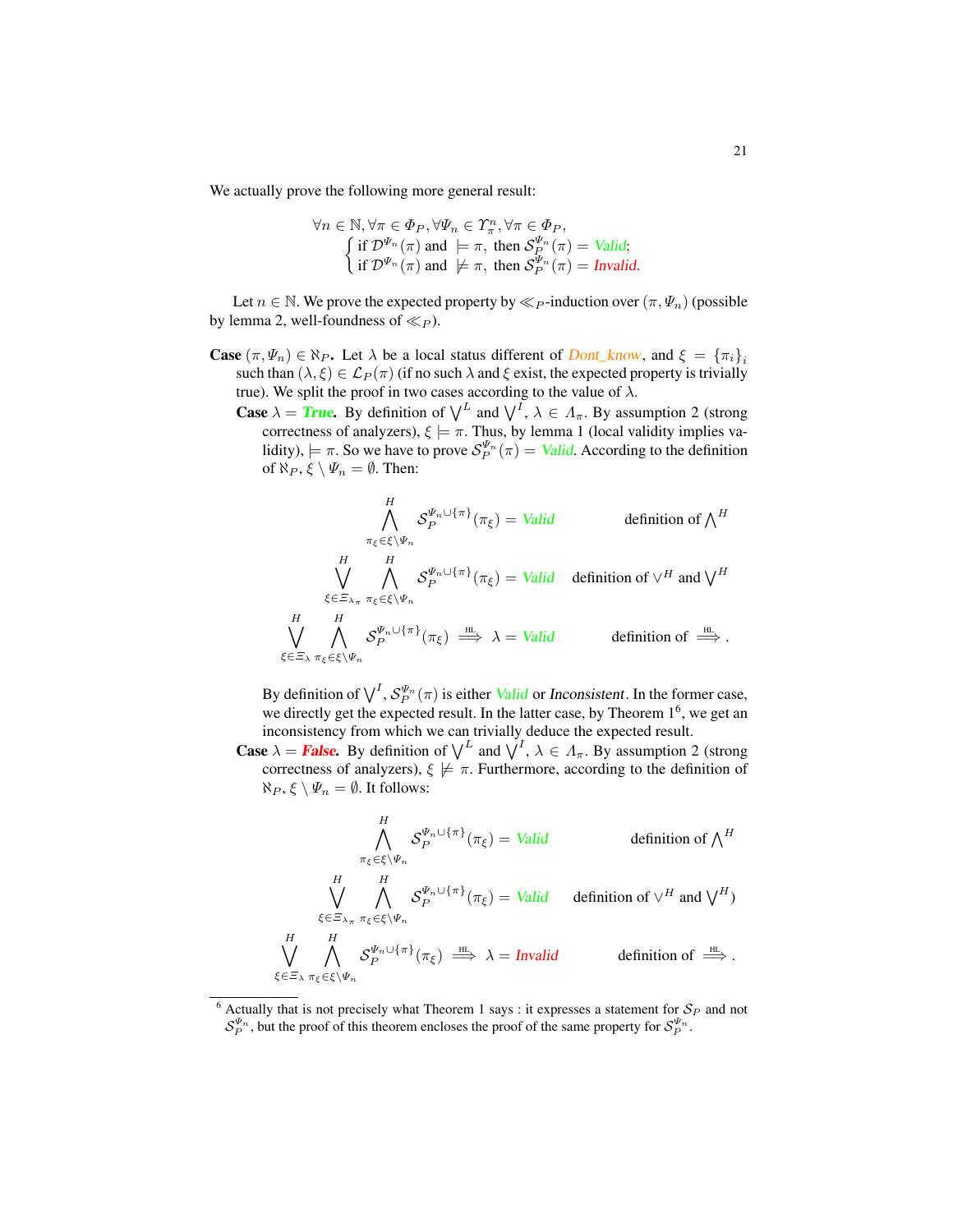We actually prove the following more general result:

$$
\begin{array}{l}
\forall n \in \mathbb{N}, \forall \pi \in \Phi_P, \forall \Psi_n \in \Upsilon_\pi^n, \forall \pi \in \Phi_P, \\
\left\{ \begin{array}{l} \text{if } \mathcal{D}^{\Psi_n}(\pi) \text{ and } \models \pi, \text{ then } \mathcal{S}_P^{\Psi_n}(\pi) = \textit{Valid}; \\ \text{if } \mathcal{D}^{\Psi_n}(\pi) \text{ and } \not\models \pi, \text{ then } \mathcal{S}_P^{\Psi_n}(\pi) = \textit{Invalid}. \end{array} \right.
\end{array}
$$

Let $n \in \mathbb{N}$. We prove the expected property by $\ll_P$-induction over $(\pi, \Psi_n)$ (possible by lemma 2, well-foundness of $\ll_P$).

**Case** $(\pi, \Psi_n) \in \aleph_P$**.** Let $\lambda$ be a local status different of *Dont_know*, and $\xi = \{\pi_i\}_i$ such than $(\lambda, \xi) \in \mathcal{L}_P(\pi)$ (if no such $\lambda$ and $\xi$ exist, the expected property is trivially true). We split the proof in two cases according to the value of $\lambda$.

**Case** $\lambda =$ ***True*****.** By definition of $\bigvee^L$ and $\bigvee^I$, $\lambda \in \Lambda_\pi$. By assumption 2 (strong correctness of analyzers), $\xi \models \pi$. Thus, by lemma 1 (local validity implies validity), $\models \pi$. So we have to prove $\mathcal{S}_P^{\Psi_n}(\pi) = \textit{Valid}$. According to the definition of $\aleph_P$, $\xi \setminus \Psi_n = \emptyset$. Then:

$$
\begin{array}{rlr}
\displaystyle\bigwedge_{\pi_\xi \in \xi \setminus \Psi_n}^{H} \mathcal{S}_P^{\Psi_n \cup \{\pi\}}(\pi_\xi) = \textit{Valid} & & \text{definition of } \bigwedge^H \\
\displaystyle\bigvee_{\xi \in \Xi_{\lambda_\pi}}^{H} \bigwedge_{\pi_\xi \in \xi \setminus \Psi_n}^{H} \mathcal{S}_P^{\Psi_n \cup \{\pi\}}(\pi_\xi) = \textit{Valid} & & \text{definition of } \vee^H \text{ and } \bigvee^H \\
\displaystyle\bigvee_{\xi \in \Xi_\lambda}^{H} \bigwedge_{\pi_\xi \in \xi \setminus \Psi_n}^{H} \mathcal{S}_P^{\Psi_n \cup \{\pi\}}(\pi_\xi) \overset{\text{HL}}{\Longrightarrow} \lambda = \textit{Valid} & & \text{definition of } \overset{\text{HL}}{\Longrightarrow}.
\end{array}
$$

By definition of $\bigvee^I$, $\mathcal{S}_P^{\Psi_n}(\pi)$ is either *Valid* or *Inconsistent*. In the former case, we directly get the expected result. In the latter case, by Theorem 1[6], we get an inconsistency from which we can trivially deduce the expected result.

**Case** $\lambda =$ ***False*****.** By definition of $\bigvee^L$ and $\bigvee^I$, $\lambda \in \Lambda_\pi$. By assumption 2 (strong correctness of analyzers), $\xi \not\models \pi$. Furthermore, according to the definition of $\aleph_P$, $\xi \setminus \Psi_n = \emptyset$. It follows:

$$
\begin{array}{rlr}
\displaystyle\bigwedge_{\pi_\xi \in \xi \setminus \Psi_n}^{H} \mathcal{S}_P^{\Psi_n \cup \{\pi\}}(\pi_\xi) = \textit{Valid} & & \text{definition of } \bigwedge^H \\
\displaystyle\bigvee_{\xi \in \Xi_{\lambda_\pi}}^{H} \bigwedge_{\pi_\xi \in \xi \setminus \Psi_n}^{H} \mathcal{S}_P^{\Psi_n \cup \{\pi\}}(\pi_\xi) = \textit{Valid} & & \text{definition of } \vee^H \text{ and } \bigvee^H) \\
\displaystyle\bigvee_{\xi \in \Xi_\lambda}^{H} \bigwedge_{\pi_\xi \in \xi \setminus \Psi_n}^{H} \mathcal{S}_P^{\Psi_n \cup \{\pi\}}(\pi_\xi) \overset{\text{HL}}{\Longrightarrow} \lambda = \textit{Invalid} & & \text{definition of } \overset{\text{HL}}{\Longrightarrow}.
\end{array}
$$

[6] Actually that is not precisely what Theorem 1 says : it expresses a statement for $\mathcal{S}_P$ and not $\mathcal{S}_P^{\Psi_n}$, but the proof of this theorem encloses the proof of the same property for $\mathcal{S}_P^{\Psi_n}$.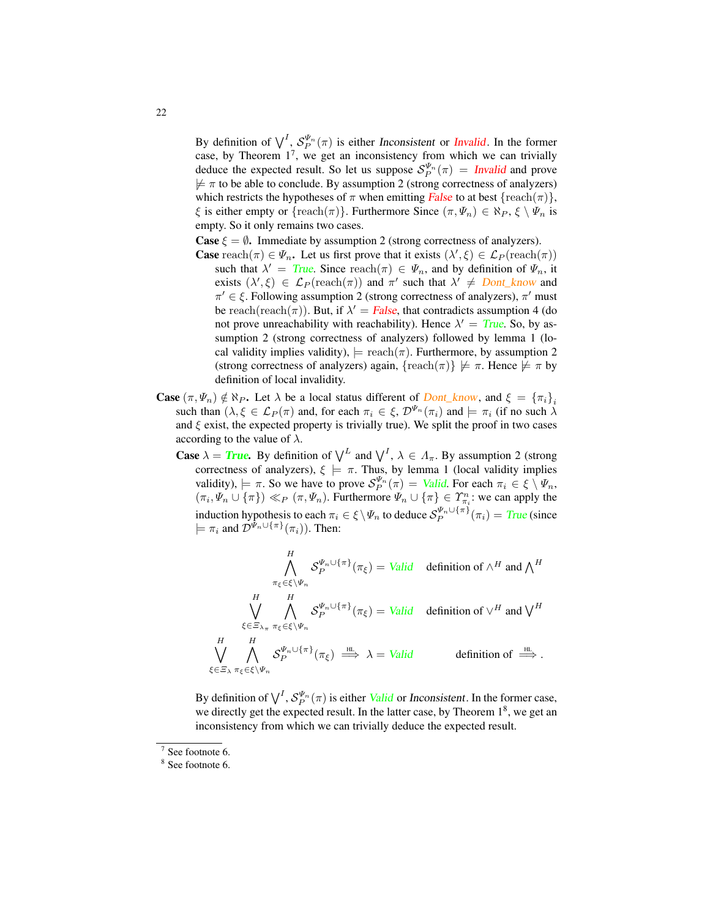By definition of $\bigvee^I$, $\mathcal{S}_P^{\Psi_n}(\pi)$ is either *Inconsistent* or *Invalid*. In the former case, by Theorem 1[7], we get an inconsistency from which we can trivially deduce the expected result. So let us suppose $\mathcal{S}_P^{\Psi_n}(\pi) = $ *Invalid* and prove $\not\models \pi$ to be able to conclude. By assumption 2 (strong correctness of analyzers) which restricts the hypotheses of $\pi$ when emitting *False* to at best $\{\text{reach}(\pi)\}$, $\xi$ is either empty or $\{\text{reach}(\pi)\}$. Furthermore Since $(\pi, \Psi_n) \in \aleph_P$, $\xi \setminus \Psi_n$ is empty. So it only remains two cases.

**Case** $\xi = \emptyset$**.** Immediate by assumption 2 (strong correctness of analyzers).

**Case** $\text{reach}(\pi) \in \Psi_n$**.** Let us first prove that it exists $(\lambda', \xi) \in \mathcal{L}_P(\text{reach}(\pi))$ such that $\lambda' = $ *True*. Since $\text{reach}(\pi) \in \Psi_n$, and by definition of $\Psi_n$, it exists $(\lambda', \xi) \in \mathcal{L}_P(\text{reach}(\pi))$ and $\pi'$ such that $\lambda' \neq$ *Dont_know* and $\pi' \in \xi$. Following assumption 2 (strong correctness of analyzers), $\pi'$ must be $\text{reach}(\text{reach}(\pi))$. But, if $\lambda' = $ *False*, that contradicts assumption 4 (do not prove unreachability with reachability). Hence $\lambda' = $ *True*. So, by assumption 2 (strong correctness of analyzers) followed by lemma 1 (local validity implies validity), $\models \text{reach}(\pi)$. Furthermore, by assumption 2 (strong correctness of analyzers) again, $\{\text{reach}(\pi)\} \not\models \pi$. Hence $\not\models \pi$ by definition of local invalidity.

**Case** $(\pi, \Psi_n) \notin \aleph_P$**.** Let $\lambda$ be a local status different of *Dont_know*, and $\xi = \{\pi_i\}_i$ such than $(\lambda, \xi \in \mathcal{L}_P(\pi)$ and, for each $\pi_i \in \xi$, $\mathcal{D}^{\Psi_n}(\pi_i)$ and $\models \pi_i$ (if no such $\lambda$ and $\xi$ exist, the expected property is trivially true). We split the proof in two cases according to the value of $\lambda$.

**Case** $\lambda = $ ***True*****.** By definition of $\bigvee^L$ and $\bigvee^I$, $\lambda \in \Lambda_\pi$. By assumption 2 (strong correctness of analyzers), $\xi \models \pi$. Thus, by lemma 1 (local validity implies validity), $\models \pi$. So we have to prove $\mathcal{S}_P^{\Psi_n}(\pi) = $ *Valid*. For each $\pi_i \in \xi \setminus \Psi_n$, $(\pi_i, \Psi_n \cup \{\pi\}) \ll_P (\pi, \Psi_n)$. Furthermore $\Psi_n \cup \{\pi\} \in \Upsilon_{\pi_i}^n$: we can apply the induction hypothesis to each $\pi_i \in \xi \setminus \Psi_n$ to deduce $\mathcal{S}_P^{\Psi_n \cup \{\pi\}}(\pi_i) = $ *True* (since $\models \pi_i$ and $\mathcal{D}^{\Psi_n \cup \{\pi\}}(\pi_i)$). Then:

$$\bigwedge_{\pi_\xi \in \xi \setminus \Psi_n}^{H} \mathcal{S}_P^{\Psi_n \cup \{\pi\}}(\pi_\xi) = \textit{Valid} \quad \text{definition of } \wedge^H \text{ and } \bigwedge^H$$

$$\bigvee_{\xi \in \Xi_{\lambda_\pi}}^{H} \bigwedge_{\pi_\xi \in \xi \setminus \Psi_n}^{H} \mathcal{S}_P^{\Psi_n \cup \{\pi\}}(\pi_\xi) = \textit{Valid} \quad \text{definition of } \vee^H \text{ and } \bigvee^H$$

$$\bigvee_{\xi \in \Xi_\lambda}^{H} \bigwedge_{\pi_\xi \in \xi \setminus \Psi_n}^{H} \mathcal{S}_P^{\Psi_n \cup \{\pi\}}(\pi_\xi) \overset{\text{HL}}{\Longrightarrow} \lambda = \textit{Valid} \qquad \text{definition of } \overset{\text{HL}}{\Longrightarrow}.$$

By definition of $\bigvee^I$, $\mathcal{S}_P^{\Psi_n}(\pi)$ is either *Valid* or *Inconsistent*. In the former case, we directly get the expected result. In the latter case, by Theorem 1[8], we get an inconsistency from which we can trivially deduce the expected result.

---

[7] See footnote 6.

[8] See footnote 6.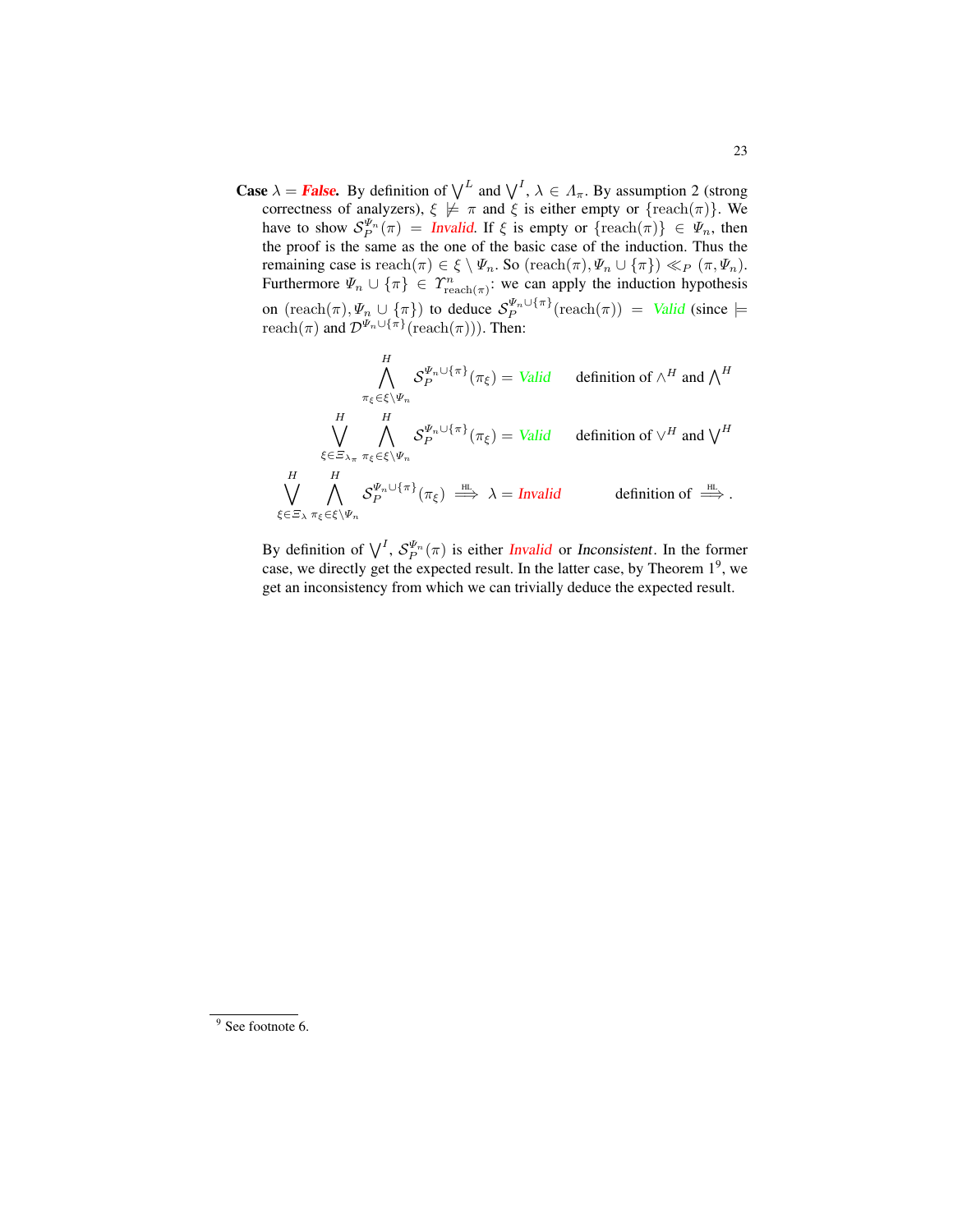**Case** $\lambda =$ ***False***. By definition of $\bigvee^L$ and $\bigvee^I$, $\lambda \in \Lambda_\pi$. By assumption 2 (strong correctness of analyzers), $\xi \not\models \pi$ and $\xi$ is either empty or $\{\text{reach}(\pi)\}$. We have to show $\mathcal{S}_P^{\Psi_n}(\pi) = \textit{Invalid}$. If $\xi$ is empty or $\{\text{reach}(\pi)\} \in \Psi_n$, then the proof is the same as the one of the basic case of the induction. Thus the remaining case is $\text{reach}(\pi) \in \xi \setminus \Psi_n$. So $(\text{reach}(\pi), \Psi_n \cup \{\pi\}) \ll_P (\pi, \Psi_n)$. Furthermore $\Psi_n \cup \{\pi\} \in \Upsilon^n_{\text{reach}(\pi)}$: we can apply the induction hypothesis on $(\text{reach}(\pi), \Psi_n \cup \{\pi\})$ to deduce $\mathcal{S}_P^{\Psi_n \cup \{\pi\}}(\text{reach}(\pi)) = \textit{Valid}$ (since $\models \text{reach}(\pi)$ and $\mathcal{D}^{\Psi_n \cup \{\pi\}}(\text{reach}(\pi))$). Then:

$$\bigwedge^H_{\pi_\xi \in \xi \setminus \Psi_n} \mathcal{S}_P^{\Psi_n \cup \{\pi\}}(\pi_\xi) = \textit{Valid} \qquad \text{definition of } \wedge^H \text{ and } \bigwedge^H$$

$$\bigvee^H_{\xi \in \Xi_{\lambda_\pi}} \bigwedge^H_{\pi_\xi \in \xi \setminus \Psi_n} \mathcal{S}_P^{\Psi_n \cup \{\pi\}}(\pi_\xi) = \textit{Valid} \qquad \text{definition of } \vee^H \text{ and } \bigvee^H$$

$$\bigvee^H_{\xi \in \Xi_\lambda} \bigwedge^H_{\pi_\xi \in \xi \setminus \Psi_n} \mathcal{S}_P^{\Psi_n \cup \{\pi\}}(\pi_\xi) \overset{\text{HL}}{\Longrightarrow} \lambda = \textit{Invalid} \qquad \text{definition of } \overset{\text{HL}}{\Longrightarrow}.$$

By definition of $\bigvee^I$, $\mathcal{S}_P^{\Psi_n}(\pi)$ is either *Invalid* or *Inconsistent*. In the former case, we directly get the expected result. In the latter case, by Theorem 1[9], we get an inconsistency from which we can trivially deduce the expected result.

[9] See footnote 6.